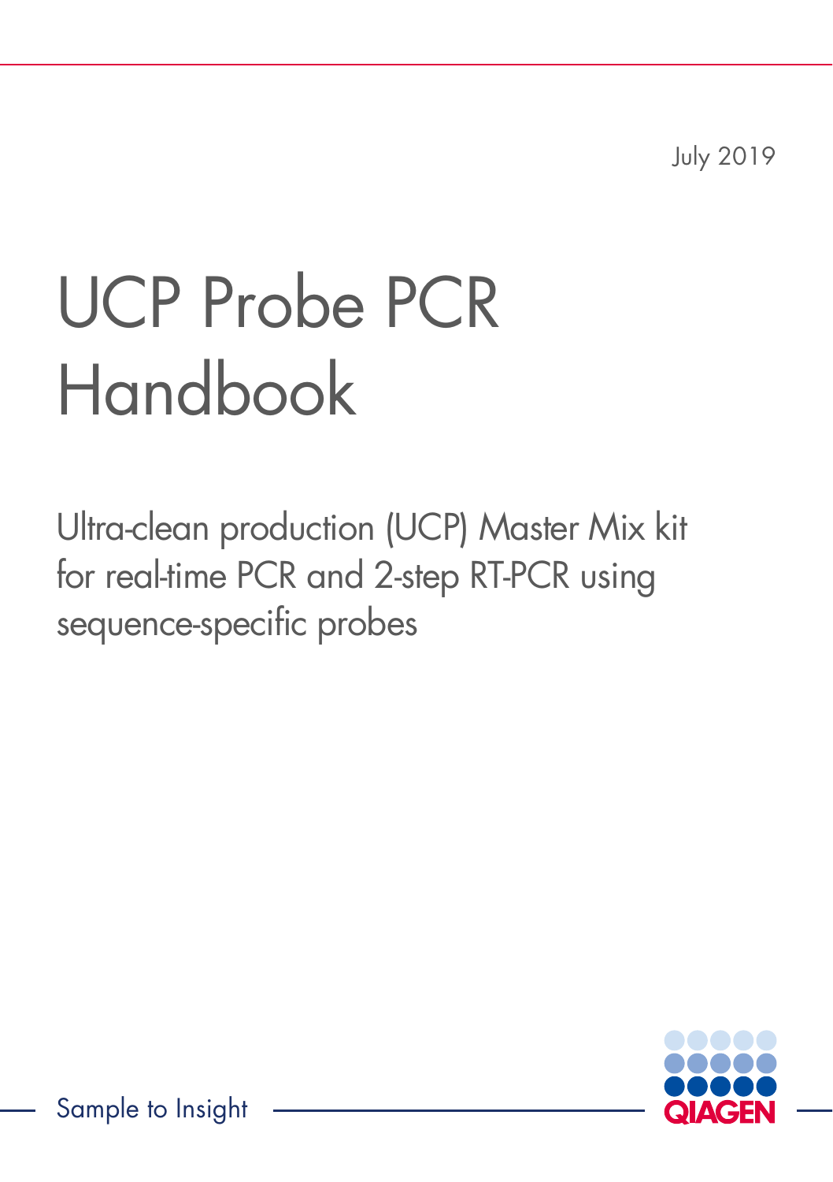July 2019

# UCP Probe PCR Handbook

Ultra-clean production (UCP) Master Mix kit for real-time PCR and 2-step RT-PCR using sequence-specific probes

Sample to Insight

QIAGEN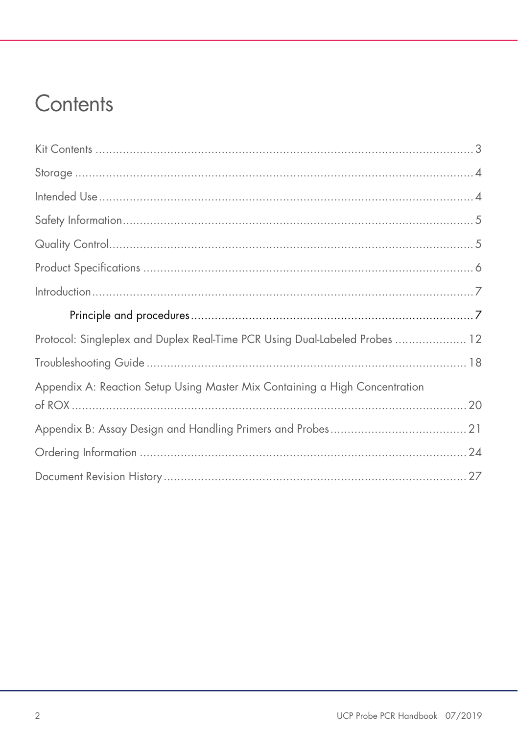# Contents

Kit Contents .......... 3

Storage .......... 4

Intended Use .......... 4

Safety Information .......... 5

Quality Control .......... 5

Product Specifications .......... 6

Introduction .......... 7

- Principle and procedures .......... 7

Protocol: Singleplex and Duplex Real-Time PCR Using Dual-Labeled Probes .......... 12

Troubleshooting Guide .......... 18

Appendix A: Reaction Setup Using Master Mix Containing a High Concentration of ROX .......... 20

Appendix B: Assay Design and Handling Primers and Probes .......... 21

Ordering Information .......... 24

Document Revision History .......... 27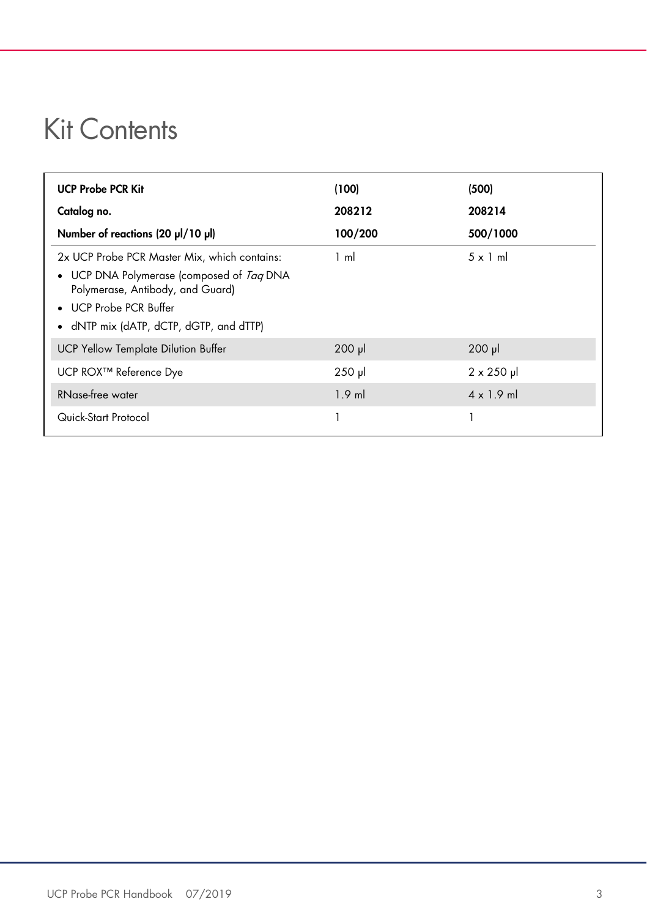# Kit Contents

| UCP Probe PCR Kit | (100) | (500) |
|---|---|---|
| **Catalog no.** | **208212** | **208214** |
| **Number of reactions (20 µl/10 µl)** | **100/200** | **500/1000** |
| 2x UCP Probe PCR Master Mix, which contains:<br>• UCP DNA Polymerase (composed of *Taq* DNA Polymerase, Antibody, and Guard)<br>• UCP Probe PCR Buffer<br>• dNTP mix (dATP, dCTP, dGTP, and dTTP) | 1 ml | 5 x 1 ml |
| UCP Yellow Template Dilution Buffer | 200 µl | 200 µl |
| UCP ROX™ Reference Dye | 250 µl | 2 x 250 µl |
| RNase-free water | 1.9 ml | 4 x 1.9 ml |
| Quick-Start Protocol | 1 | 1 |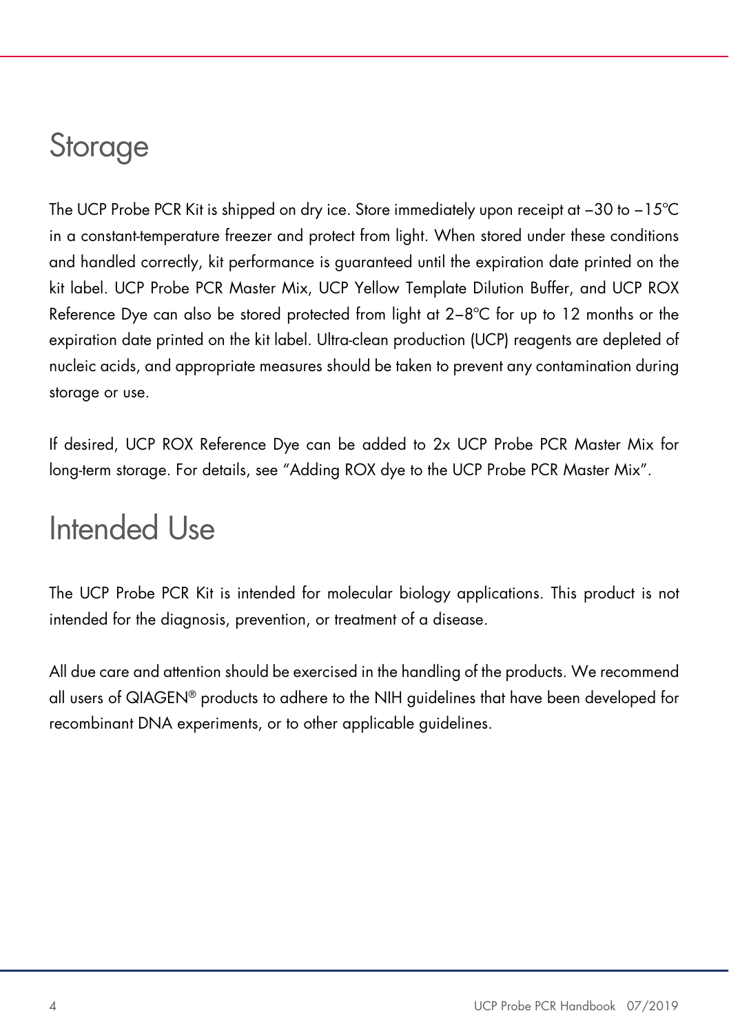# Storage

The UCP Probe PCR Kit is shipped on dry ice. Store immediately upon receipt at –30 to –15°C in a constant-temperature freezer and protect from light. When stored under these conditions and handled correctly, kit performance is guaranteed until the expiration date printed on the kit label. UCP Probe PCR Master Mix, UCP Yellow Template Dilution Buffer, and UCP ROX Reference Dye can also be stored protected from light at 2–8°C for up to 12 months or the expiration date printed on the kit label. Ultra-clean production (UCP) reagents are depleted of nucleic acids, and appropriate measures should be taken to prevent any contamination during storage or use.

If desired, UCP ROX Reference Dye can be added to 2x UCP Probe PCR Master Mix for long-term storage. For details, see "Adding ROX dye to the UCP Probe PCR Master Mix".

# Intended Use

The UCP Probe PCR Kit is intended for molecular biology applications. This product is not intended for the diagnosis, prevention, or treatment of a disease.

All due care and attention should be exercised in the handling of the products. We recommend all users of QIAGEN® products to adhere to the NIH guidelines that have been developed for recombinant DNA experiments, or to other applicable guidelines.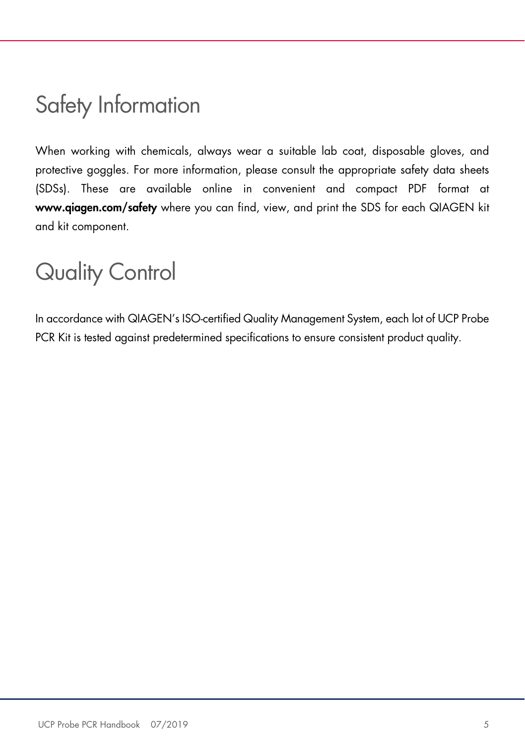# Safety Information

When working with chemicals, always wear a suitable lab coat, disposable gloves, and protective goggles. For more information, please consult the appropriate safety data sheets (SDSs). These are available online in convenient and compact PDF format at **www.qiagen.com/safety** where you can find, view, and print the SDS for each QIAGEN kit and kit component.

# Quality Control

In accordance with QIAGEN's ISO-certified Quality Management System, each lot of UCP Probe PCR Kit is tested against predetermined specifications to ensure consistent product quality.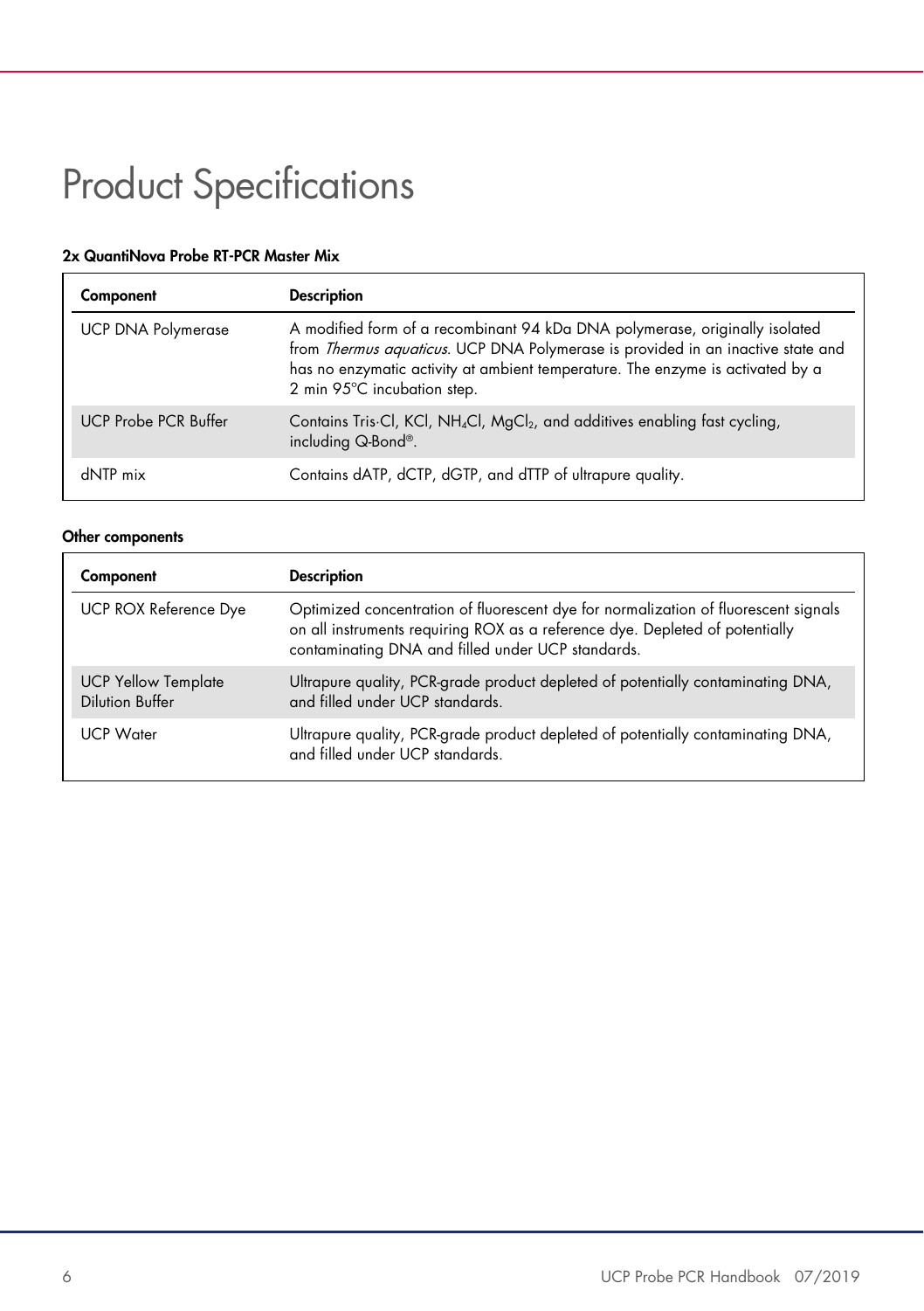# Product Specifications

**2x QuantiNova Probe RT-PCR Master Mix**

| Component | Description |
| --- | --- |
| UCP DNA Polymerase | A modified form of a recombinant 94 kDa DNA polymerase, originally isolated from *Thermus aquaticus*. UCP DNA Polymerase is provided in an inactive state and has no enzymatic activity at ambient temperature. The enzyme is activated by a 2 min 95°C incubation step. |
| UCP Probe PCR Buffer | Contains Tris·Cl, KCl, $NH_4Cl$, $MgCl_2$, and additives enabling fast cycling, including Q-Bond®. |
| dNTP mix | Contains dATP, dCTP, dGTP, and dTTP of ultrapure quality. |

**Other components**

| Component | Description |
| --- | --- |
| UCP ROX Reference Dye | Optimized concentration of fluorescent dye for normalization of fluorescent signals on all instruments requiring ROX as a reference dye. Depleted of potentially contaminating DNA and filled under UCP standards. |
| UCP Yellow Template Dilution Buffer | Ultrapure quality, PCR-grade product depleted of potentially contaminating DNA, and filled under UCP standards. |
| UCP Water | Ultrapure quality, PCR-grade product depleted of potentially contaminating DNA, and filled under UCP standards. |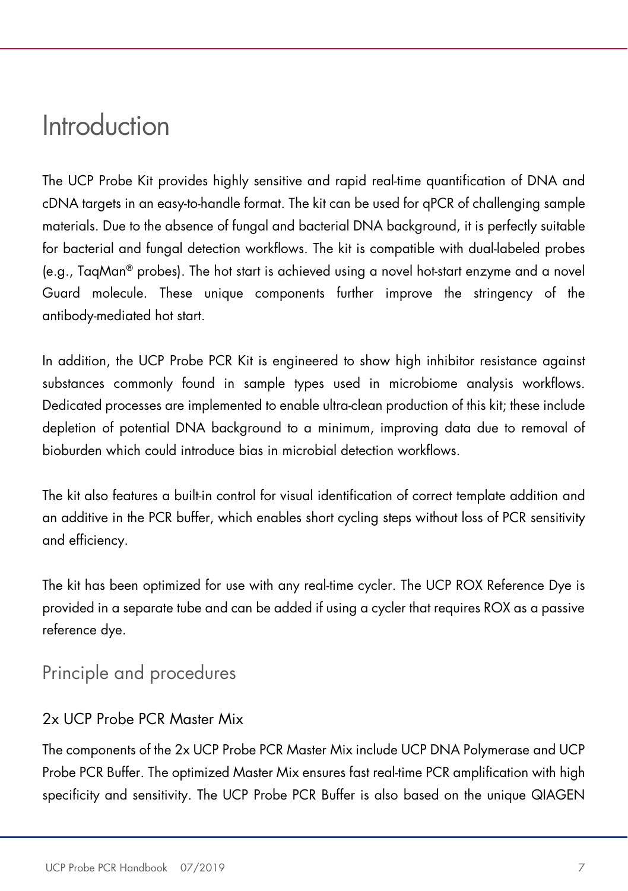# Introduction

The UCP Probe Kit provides highly sensitive and rapid real-time quantification of DNA and cDNA targets in an easy-to-handle format. The kit can be used for qPCR of challenging sample materials. Due to the absence of fungal and bacterial DNA background, it is perfectly suitable for bacterial and fungal detection workflows. The kit is compatible with dual-labeled probes (e.g., TaqMan® probes). The hot start is achieved using a novel hot-start enzyme and a novel Guard molecule. These unique components further improve the stringency of the antibody-mediated hot start.

In addition, the UCP Probe PCR Kit is engineered to show high inhibitor resistance against substances commonly found in sample types used in microbiome analysis workflows. Dedicated processes are implemented to enable ultra-clean production of this kit; these include depletion of potential DNA background to a minimum, improving data due to removal of bioburden which could introduce bias in microbial detection workflows.

The kit also features a built-in control for visual identification of correct template addition and an additive in the PCR buffer, which enables short cycling steps without loss of PCR sensitivity and efficiency.

The kit has been optimized for use with any real-time cycler. The UCP ROX Reference Dye is provided in a separate tube and can be added if using a cycler that requires ROX as a passive reference dye.

## Principle and procedures

### 2x UCP Probe PCR Master Mix

The components of the 2x UCP Probe PCR Master Mix include UCP DNA Polymerase and UCP Probe PCR Buffer. The optimized Master Mix ensures fast real-time PCR amplification with high specificity and sensitivity. The UCP Probe PCR Buffer is also based on the unique QIAGEN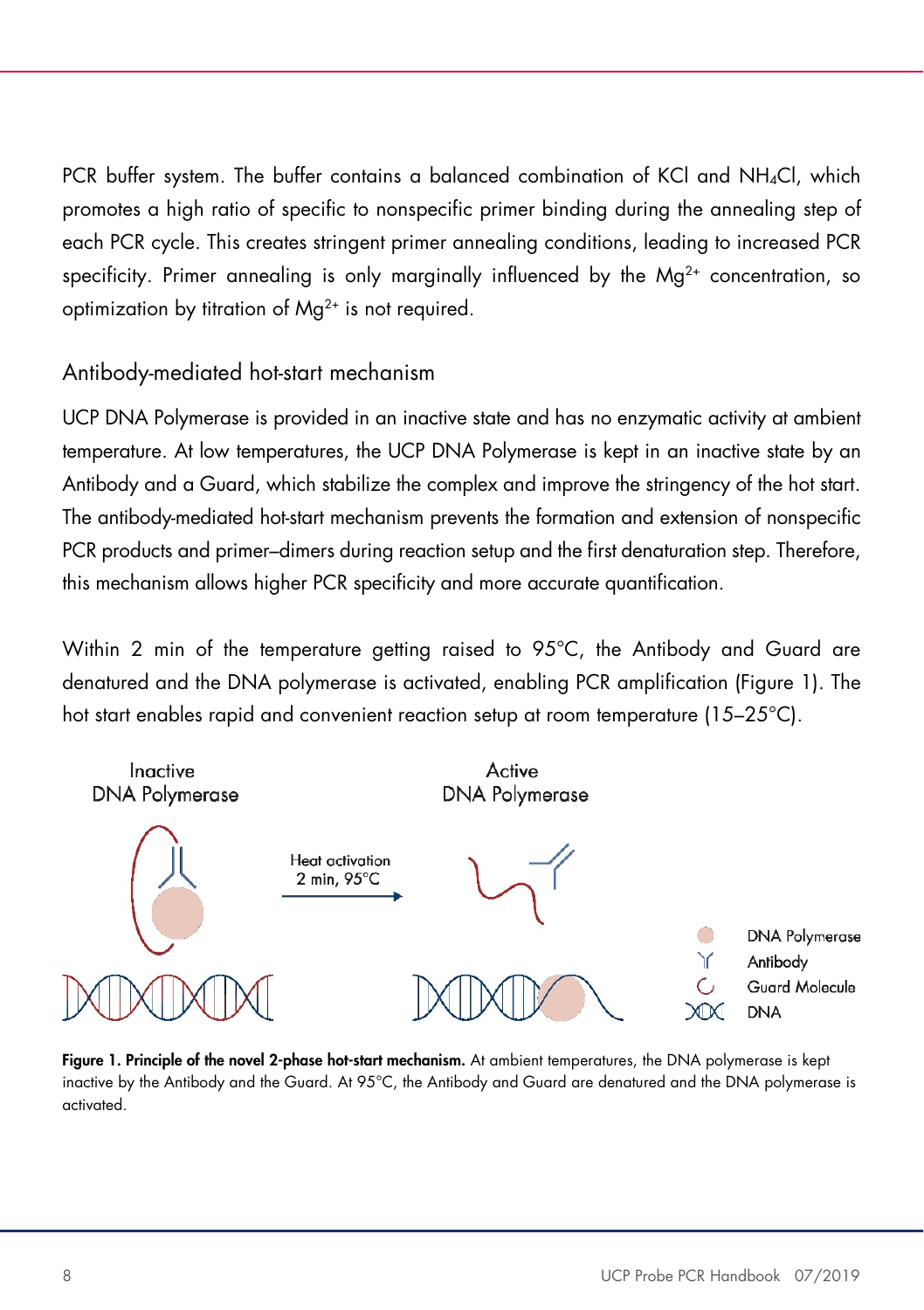PCR buffer system. The buffer contains a balanced combination of KCl and $NH_4Cl$, which promotes a high ratio of specific to nonspecific primer binding during the annealing step of each PCR cycle. This creates stringent primer annealing conditions, leading to increased PCR specificity. Primer annealing is only marginally influenced by the $Mg^{2+}$ concentration, so optimization by titration of $Mg^{2+}$ is not required.

## Antibody-mediated hot-start mechanism

UCP DNA Polymerase is provided in an inactive state and has no enzymatic activity at ambient temperature. At low temperatures, the UCP DNA Polymerase is kept in an inactive state by an Antibody and a Guard, which stabilize the complex and improve the stringency of the hot start. The antibody-mediated hot-start mechanism prevents the formation and extension of nonspecific PCR products and primer–dimers during reaction setup and the first denaturation step. Therefore, this mechanism allows higher PCR specificity and more accurate quantification.

Within 2 min of the temperature getting raised to 95°C, the Antibody and Guard are denatured and the DNA polymerase is activated, enabling PCR amplification (Figure 1). The hot start enables rapid and convenient reaction setup at room temperature (15–25°C).

**Figure 1. Principle of the novel 2-phase hot-start mechanism.** At ambient temperatures, the DNA polymerase is kept inactive by the Antibody and the Guard. At 95°C, the Antibody and Guard are denatured and the DNA polymerase is activated.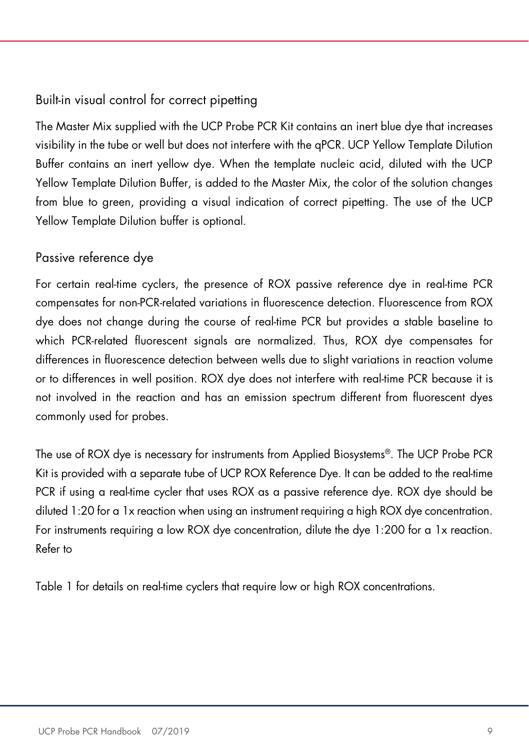### Built-in visual control for correct pipetting

The Master Mix supplied with the UCP Probe PCR Kit contains an inert blue dye that increases visibility in the tube or well but does not interfere with the qPCR. UCP Yellow Template Dilution Buffer contains an inert yellow dye. When the template nucleic acid, diluted with the UCP Yellow Template Dilution Buffer, is added to the Master Mix, the color of the solution changes from blue to green, providing a visual indication of correct pipetting. The use of the UCP Yellow Template Dilution buffer is optional.

### Passive reference dye

For certain real-time cyclers, the presence of ROX passive reference dye in real-time PCR compensates for non-PCR-related variations in fluorescence detection. Fluorescence from ROX dye does not change during the course of real-time PCR but provides a stable baseline to which PCR-related fluorescent signals are normalized. Thus, ROX dye compensates for differences in fluorescence detection between wells due to slight variations in reaction volume or to differences in well position. ROX dye does not interfere with real-time PCR because it is not involved in the reaction and has an emission spectrum different from fluorescent dyes commonly used for probes.

The use of ROX dye is necessary for instruments from Applied Biosystems®. The UCP Probe PCR Kit is provided with a separate tube of UCP ROX Reference Dye. It can be added to the real-time PCR if using a real-time cycler that uses ROX as a passive reference dye. ROX dye should be diluted 1:20 for a 1x reaction when using an instrument requiring a high ROX dye concentration. For instruments requiring a low ROX dye concentration, dilute the dye 1:200 for a 1x reaction. Refer to

Table 1 for details on real-time cyclers that require low or high ROX concentrations.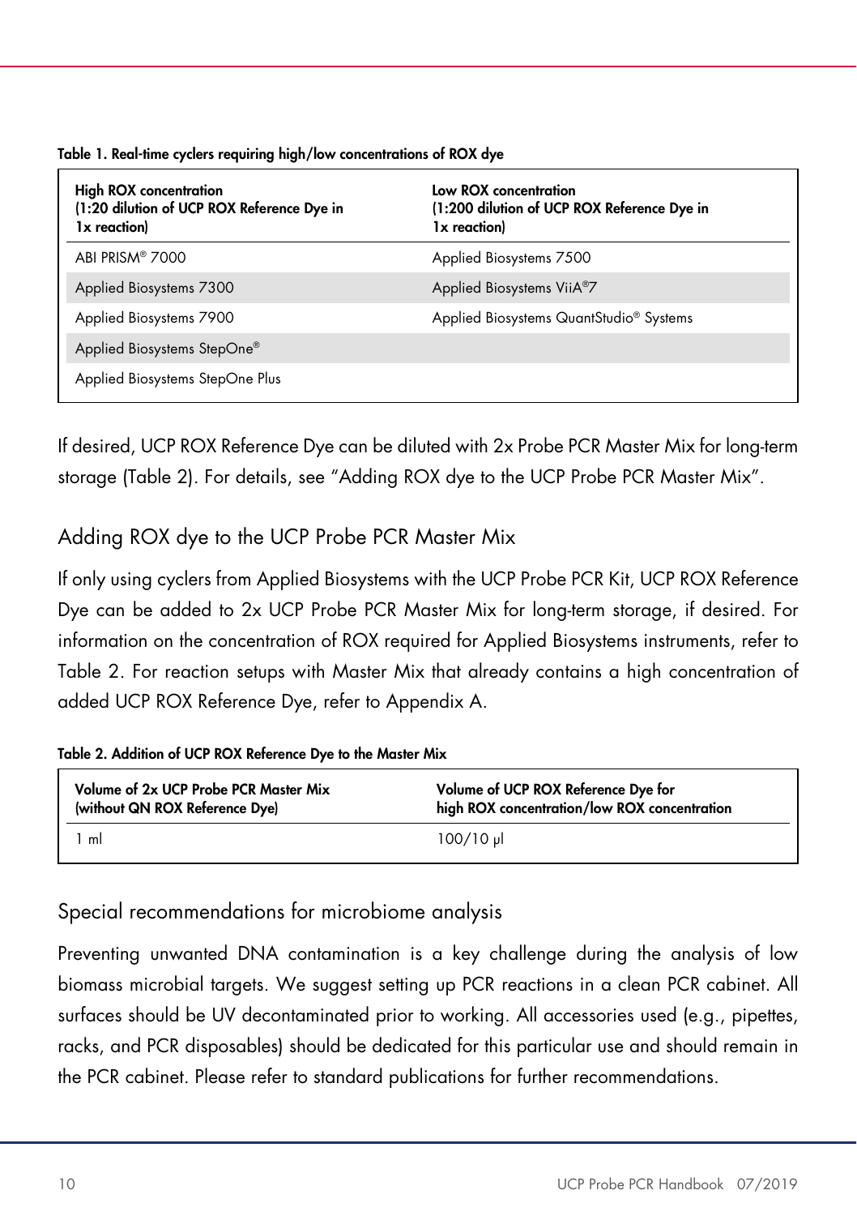**Table 1. Real-time cyclers requiring high/low concentrations of ROX dye**

| High ROX concentration (1:20 dilution of UCP ROX Reference Dye in 1x reaction) | Low ROX concentration (1:200 dilution of UCP ROX Reference Dye in 1x reaction) |
|---|---|
| ABI PRISM® 7000 | Applied Biosystems 7500 |
| Applied Biosystems 7300 | Applied Biosystems ViiA®7 |
| Applied Biosystems 7900 | Applied Biosystems QuantStudio® Systems |
| Applied Biosystems StepOne® | |
| Applied Biosystems StepOne Plus | |

If desired, UCP ROX Reference Dye can be diluted with 2x Probe PCR Master Mix for long-term storage (Table 2). For details, see "Adding ROX dye to the UCP Probe PCR Master Mix".

## Adding ROX dye to the UCP Probe PCR Master Mix

If only using cyclers from Applied Biosystems with the UCP Probe PCR Kit, UCP ROX Reference Dye can be added to 2x UCP Probe PCR Master Mix for long-term storage, if desired. For information on the concentration of ROX required for Applied Biosystems instruments, refer to Table 2. For reaction setups with Master Mix that already contains a high concentration of added UCP ROX Reference Dye, refer to Appendix A.

**Table 2. Addition of UCP ROX Reference Dye to the Master Mix**

| Volume of 2x UCP Probe PCR Master Mix (without QN ROX Reference Dye) | Volume of UCP ROX Reference Dye for high ROX concentration/low ROX concentration |
|---|---|
| 1 ml | 100/10 µl |

## Special recommendations for microbiome analysis

Preventing unwanted DNA contamination is a key challenge during the analysis of low biomass microbial targets. We suggest setting up PCR reactions in a clean PCR cabinet. All surfaces should be UV decontaminated prior to working. All accessories used (e.g., pipettes, racks, and PCR disposables) should be dedicated for this particular use and should remain in the PCR cabinet. Please refer to standard publications for further recommendations.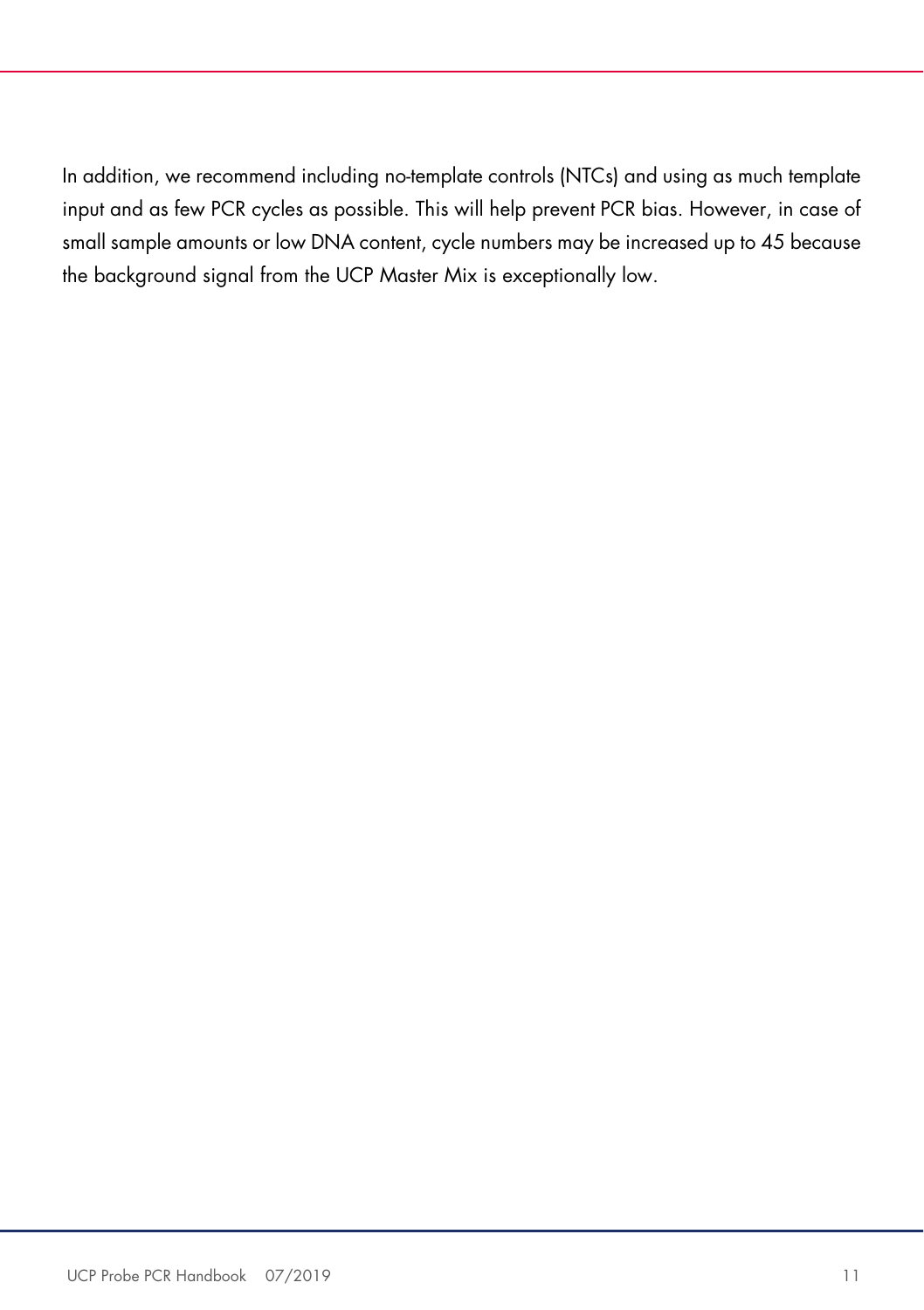In addition, we recommend including no-template controls (NTCs) and using as much template input and as few PCR cycles as possible. This will help prevent PCR bias. However, in case of small sample amounts or low DNA content, cycle numbers may be increased up to 45 because the background signal from the UCP Master Mix is exceptionally low.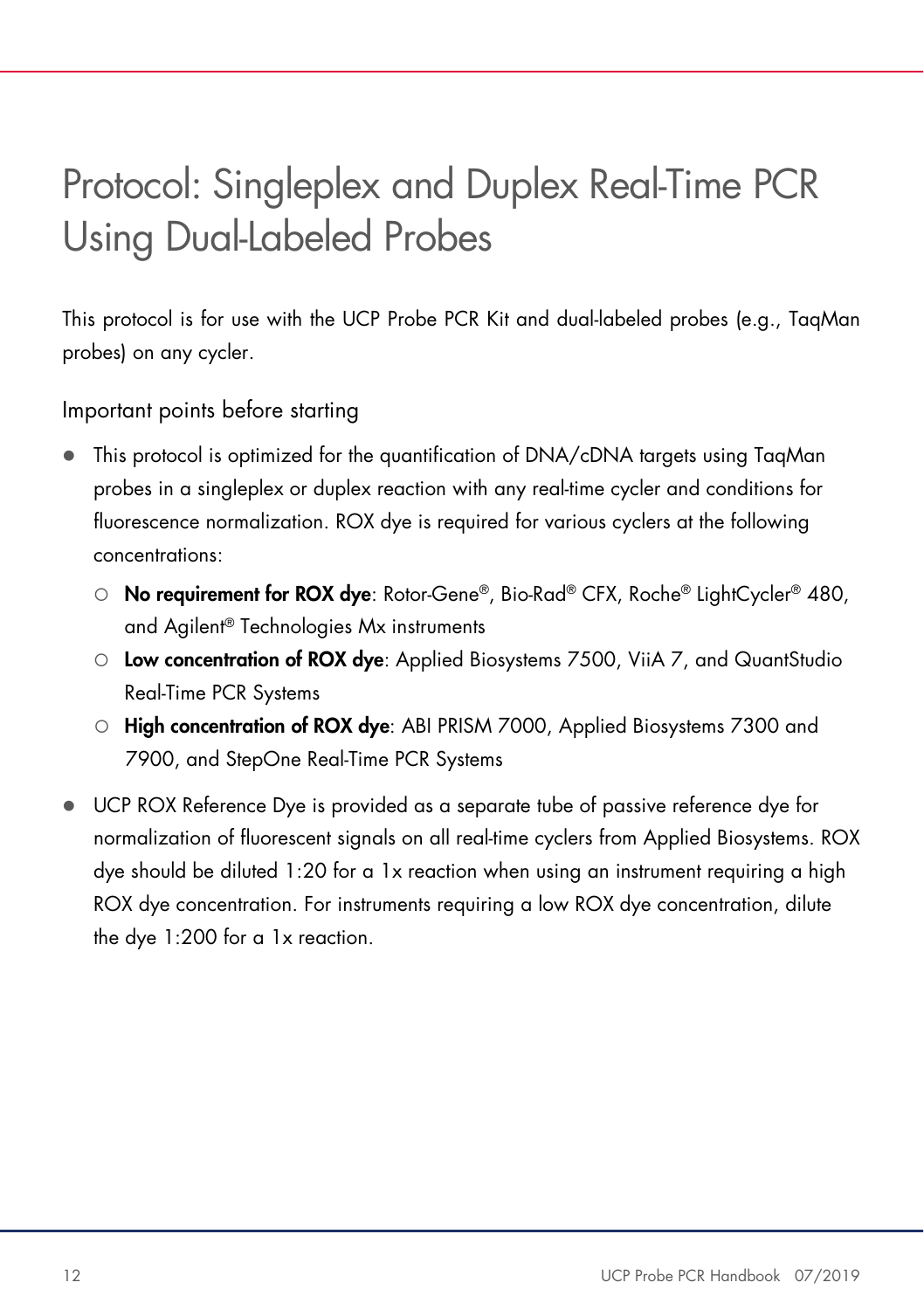# Protocol: Singleplex and Duplex Real-Time PCR Using Dual-Labeled Probes

This protocol is for use with the UCP Probe PCR Kit and dual-labeled probes (e.g., TaqMan probes) on any cycler.

## Important points before starting

- This protocol is optimized for the quantification of DNA/cDNA targets using TaqMan probes in a singleplex or duplex reaction with any real-time cycler and conditions for fluorescence normalization. ROX dye is required for various cyclers at the following concentrations:
  - **No requirement for ROX dye**: Rotor-Gene®, Bio-Rad® CFX, Roche® LightCycler® 480, and Agilent® Technologies Mx instruments
  - **Low concentration of ROX dye**: Applied Biosystems 7500, ViiA 7, and QuantStudio Real-Time PCR Systems
  - **High concentration of ROX dye**: ABI PRISM 7000, Applied Biosystems 7300 and 7900, and StepOne Real-Time PCR Systems
- UCP ROX Reference Dye is provided as a separate tube of passive reference dye for normalization of fluorescent signals on all real-time cyclers from Applied Biosystems. ROX dye should be diluted 1:20 for a 1x reaction when using an instrument requiring a high ROX dye concentration. For instruments requiring a low ROX dye concentration, dilute the dye 1:200 for a 1x reaction.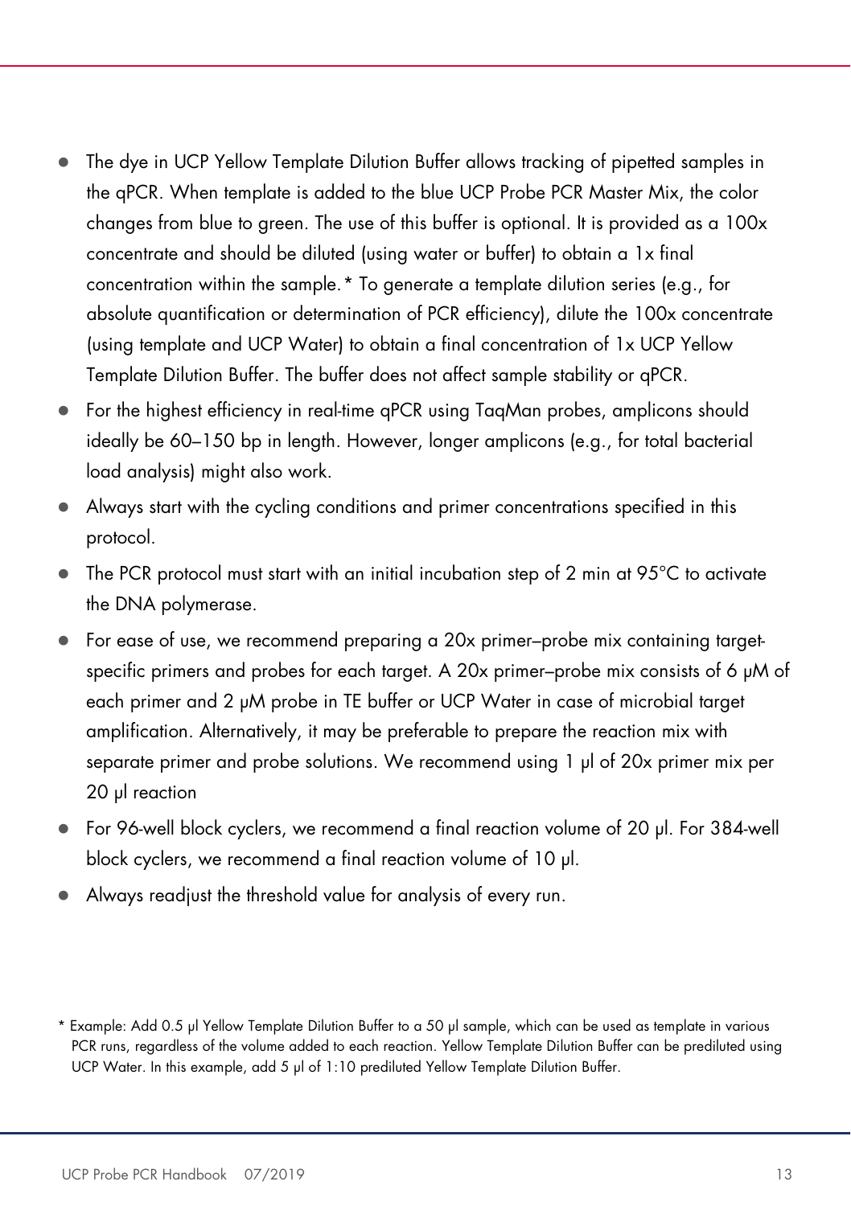- The dye in UCP Yellow Template Dilution Buffer allows tracking of pipetted samples in the qPCR. When template is added to the blue UCP Probe PCR Master Mix, the color changes from blue to green. The use of this buffer is optional. It is provided as a 100x concentrate and should be diluted (using water or buffer) to obtain a 1x final concentration within the sample.* To generate a template dilution series (e.g., for absolute quantification or determination of PCR efficiency), dilute the 100x concentrate (using template and UCP Water) to obtain a final concentration of 1x UCP Yellow Template Dilution Buffer. The buffer does not affect sample stability or qPCR.
- For the highest efficiency in real-time qPCR using TaqMan probes, amplicons should ideally be 60–150 bp in length. However, longer amplicons (e.g., for total bacterial load analysis) might also work.
- Always start with the cycling conditions and primer concentrations specified in this protocol.
- The PCR protocol must start with an initial incubation step of 2 min at 95°C to activate the DNA polymerase.
- For ease of use, we recommend preparing a 20x primer–probe mix containing target-specific primers and probes for each target. A 20x primer–probe mix consists of 6 µM of each primer and 2 µM probe in TE buffer or UCP Water in case of microbial target amplification. Alternatively, it may be preferable to prepare the reaction mix with separate primer and probe solutions. We recommend using 1 µl of 20x primer mix per 20 µl reaction
- For 96-well block cyclers, we recommend a final reaction volume of 20 µl. For 384-well block cyclers, we recommend a final reaction volume of 10 µl.
- Always readjust the threshold value for analysis of every run.

* Example: Add 0.5 µl Yellow Template Dilution Buffer to a 50 µl sample, which can be used as template in various PCR runs, regardless of the volume added to each reaction. Yellow Template Dilution Buffer can be prediluted using UCP Water. In this example, add 5 µl of 1:10 prediluted Yellow Template Dilution Buffer.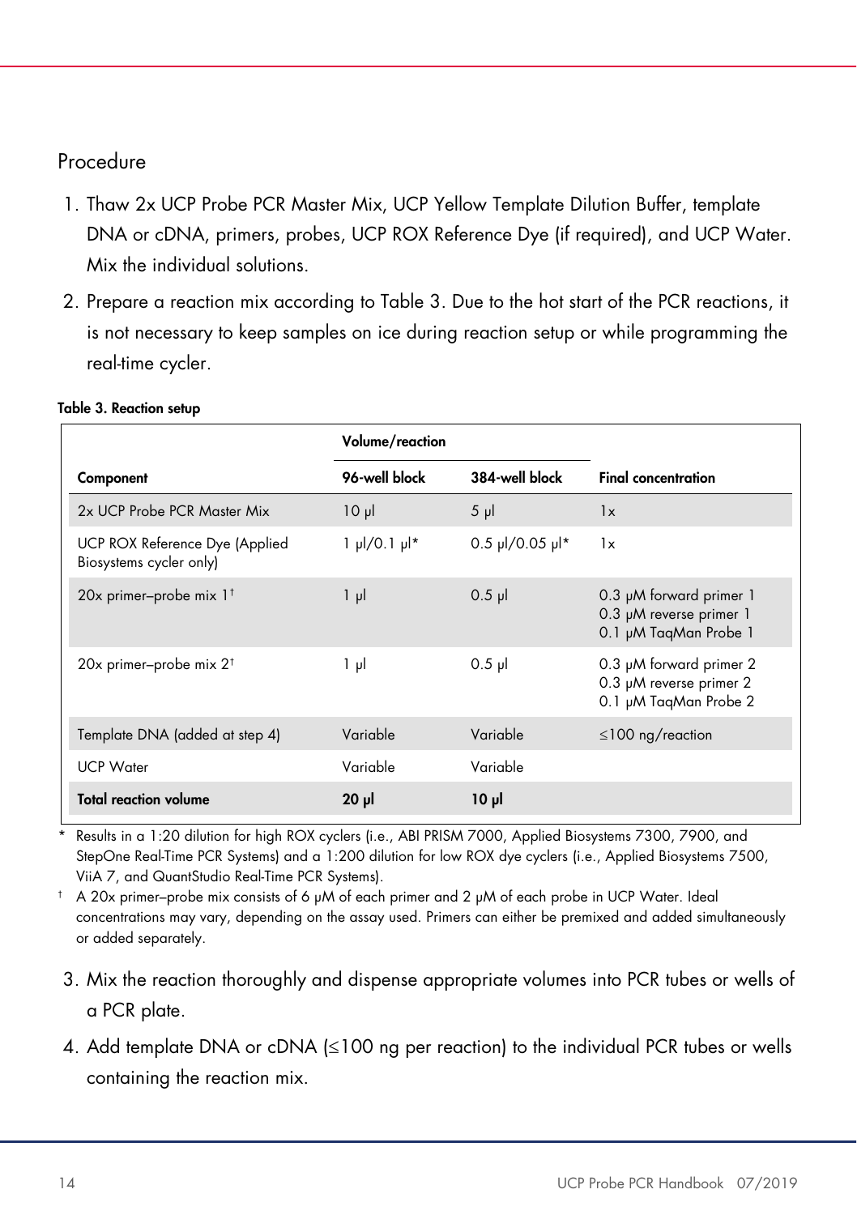## Procedure

1. Thaw 2x UCP Probe PCR Master Mix, UCP Yellow Template Dilution Buffer, template DNA or cDNA, primers, probes, UCP ROX Reference Dye (if required), and UCP Water. Mix the individual solutions.
2. Prepare a reaction mix according to Table 3. Due to the hot start of the PCR reactions, it is not necessary to keep samples on ice during reaction setup or while programming the real-time cycler.

**Table 3. Reaction setup**

| | Volume/reaction | | |
|---|---|---|---|
| **Component** | **96-well block** | **384-well block** | **Final concentration** |
| 2x UCP Probe PCR Master Mix | 10 µl | 5 µl | 1x |
| UCP ROX Reference Dye (Applied Biosystems cycler only) | 1 µl/0.1 µl* | 0.5 µl/0.05 µl* | 1x |
| 20x primer–probe mix 1† | 1 µl | 0.5 µl | 0.3 µM forward primer 1<br>0.3 µM reverse primer 1<br>0.1 µM TaqMan Probe 1 |
| 20x primer–probe mix 2† | 1 µl | 0.5 µl | 0.3 µM forward primer 2<br>0.3 µM reverse primer 2<br>0.1 µM TaqMan Probe 2 |
| Template DNA (added at step 4) | Variable | Variable | ≤100 ng/reaction |
| UCP Water | Variable | Variable | |
| **Total reaction volume** | **20 µl** | **10 µl** | |

\* Results in a 1:20 dilution for high ROX cyclers (i.e., ABI PRISM 7000, Applied Biosystems 7300, 7900, and StepOne Real-Time PCR Systems) and a 1:200 dilution for low ROX dye cyclers (i.e., Applied Biosystems 7500, ViiA 7, and QuantStudio Real-Time PCR Systems).

† A 20x primer–probe mix consists of 6 µM of each primer and 2 µM of each probe in UCP Water. Ideal concentrations may vary, depending on the assay used. Primers can either be premixed and added simultaneously or added separately.

3. Mix the reaction thoroughly and dispense appropriate volumes into PCR tubes or wells of a PCR plate.
4. Add template DNA or cDNA (≤100 ng per reaction) to the individual PCR tubes or wells containing the reaction mix.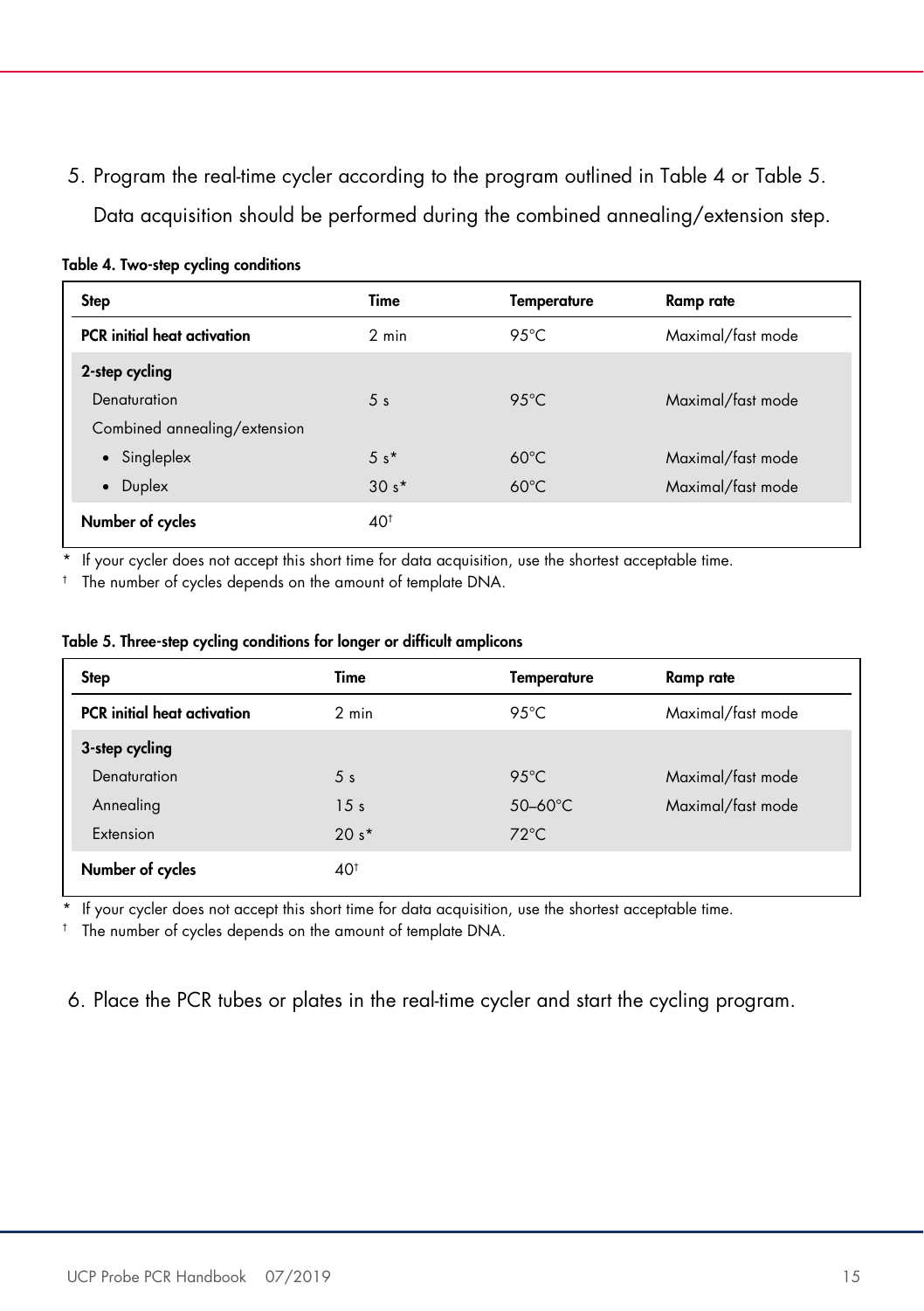5. Program the real-time cycler according to the program outlined in Table 4 or Table 5. Data acquisition should be performed during the combined annealing/extension step.

**Table 4. Two-step cycling conditions**

| Step | Time | Temperature | Ramp rate |
|---|---|---|---|
| **PCR initial heat activation** | 2 min | 95°C | Maximal/fast mode |
| **2-step cycling** | | | |
| Denaturation | 5 s | 95°C | Maximal/fast mode |
| Combined annealing/extension | | | |
| • Singleplex | 5 s* | 60°C | Maximal/fast mode |
| • Duplex | 30 s* | 60°C | Maximal/fast mode |
| **Number of cycles** | 40† | | |

\* If your cycler does not accept this short time for data acquisition, use the shortest acceptable time.

† The number of cycles depends on the amount of template DNA.

**Table 5. Three-step cycling conditions for longer or difficult amplicons**

| Step | Time | Temperature | Ramp rate |
|---|---|---|---|
| **PCR initial heat activation** | 2 min | 95°C | Maximal/fast mode |
| **3-step cycling** | | | |
| Denaturation | 5 s | 95°C | Maximal/fast mode |
| Annealing | 15 s | 50–60°C | Maximal/fast mode |
| Extension | 20 s* | 72°C | |
| **Number of cycles** | 40† | | |

\* If your cycler does not accept this short time for data acquisition, use the shortest acceptable time.

† The number of cycles depends on the amount of template DNA.

6. Place the PCR tubes or plates in the real-time cycler and start the cycling program.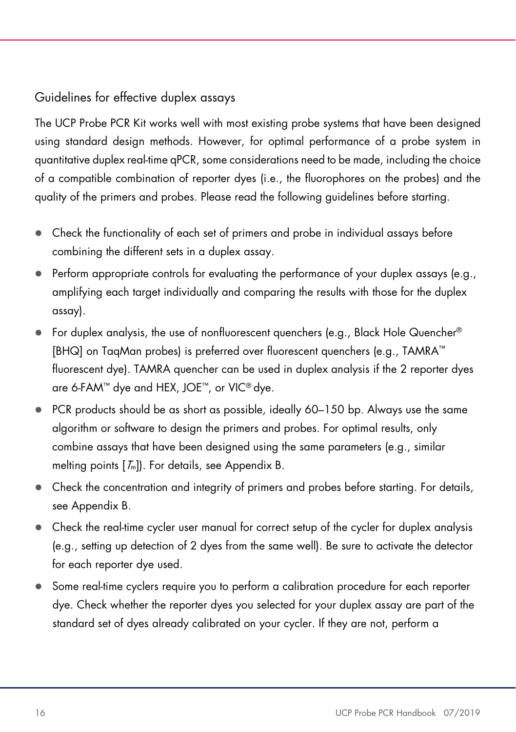## Guidelines for effective duplex assays

The UCP Probe PCR Kit works well with most existing probe systems that have been designed using standard design methods. However, for optimal performance of a probe system in quantitative duplex real-time qPCR, some considerations need to be made, including the choice of a compatible combination of reporter dyes (i.e., the fluorophores on the probes) and the quality of the primers and probes. Please read the following guidelines before starting.

- Check the functionality of each set of primers and probe in individual assays before combining the different sets in a duplex assay.
- Perform appropriate controls for evaluating the performance of your duplex assays (e.g., amplifying each target individually and comparing the results with those for the duplex assay).
- For duplex analysis, the use of nonfluorescent quenchers (e.g., Black Hole Quencher® [BHQ] on TaqMan probes) is preferred over fluorescent quenchers (e.g., TAMRA™ fluorescent dye). TAMRA quencher can be used in duplex analysis if the 2 reporter dyes are 6-FAM™ dye and HEX, JOE™, or VIC® dye.
- PCR products should be as short as possible, ideally 60–150 bp. Always use the same algorithm or software to design the primers and probes. For optimal results, only combine assays that have been designed using the same parameters (e.g., similar melting points [$T_m$]). For details, see Appendix B.
- Check the concentration and integrity of primers and probes before starting. For details, see Appendix B.
- Check the real-time cycler user manual for correct setup of the cycler for duplex analysis (e.g., setting up detection of 2 dyes from the same well). Be sure to activate the detector for each reporter dye used.
- Some real-time cyclers require you to perform a calibration procedure for each reporter dye. Check whether the reporter dyes you selected for your duplex assay are part of the standard set of dyes already calibrated on your cycler. If they are not, perform a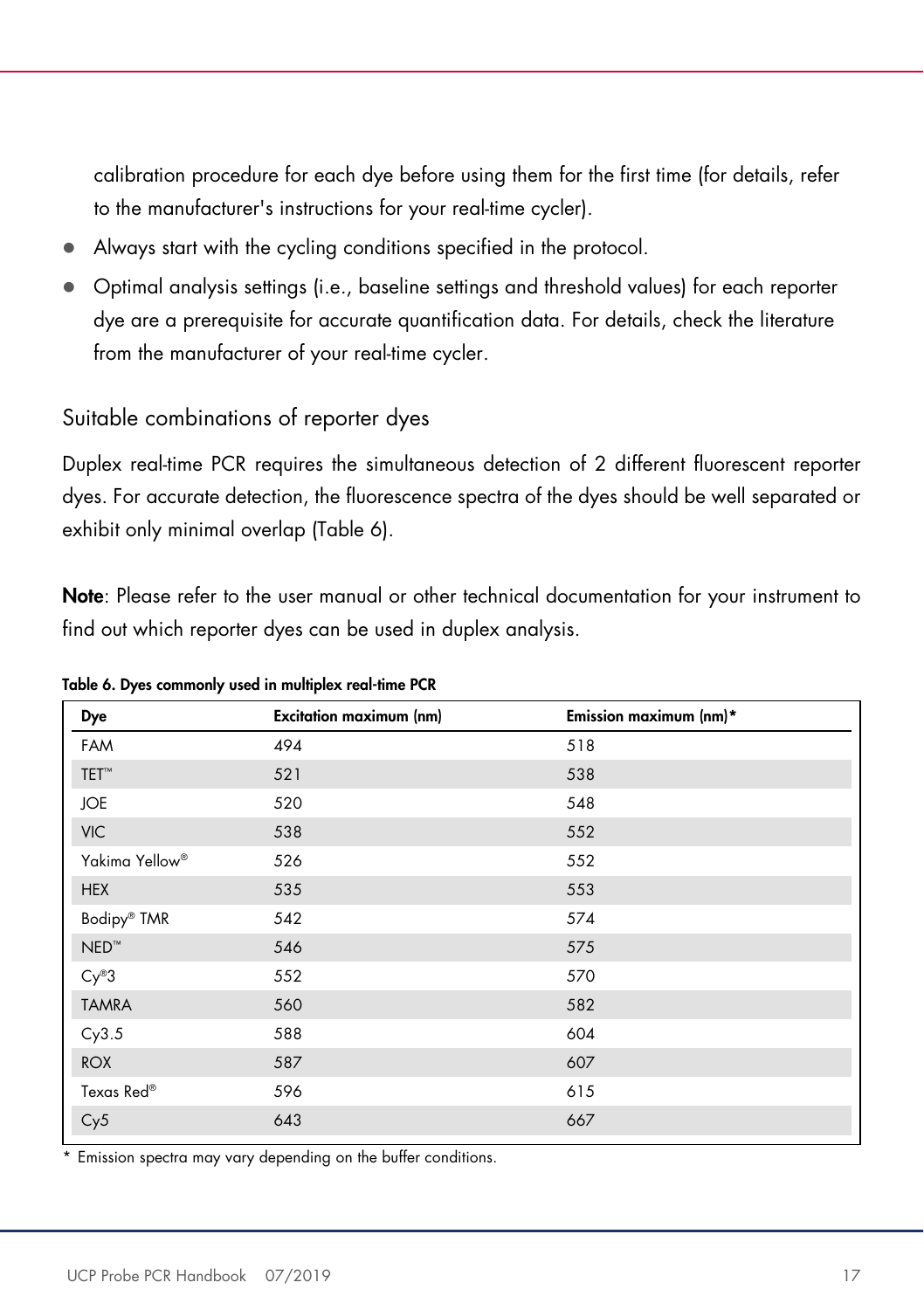calibration procedure for each dye before using them for the first time (for details, refer to the manufacturer's instructions for your real-time cycler).

- Always start with the cycling conditions specified in the protocol.
- Optimal analysis settings (i.e., baseline settings and threshold values) for each reporter dye are a prerequisite for accurate quantification data. For details, check the literature from the manufacturer of your real-time cycler.

## Suitable combinations of reporter dyes

Duplex real-time PCR requires the simultaneous detection of 2 different fluorescent reporter dyes. For accurate detection, the fluorescence spectra of the dyes should be well separated or exhibit only minimal overlap (Table 6).

**Note**: Please refer to the user manual or other technical documentation for your instrument to find out which reporter dyes can be used in duplex analysis.

**Table 6. Dyes commonly used in multiplex real-time PCR**

| Dye | Excitation maximum (nm) | Emission maximum (nm)* |
|---|---|---|
| FAM | 494 | 518 |
| TET™ | 521 | 538 |
| JOE | 520 | 548 |
| VIC | 538 | 552 |
| Yakima Yellow® | 526 | 552 |
| HEX | 535 | 553 |
| Bodipy® TMR | 542 | 574 |
| NED™ | 546 | 575 |
| Cy®3 | 552 | 570 |
| TAMRA | 560 | 582 |
| Cy3.5 | 588 | 604 |
| ROX | 587 | 607 |
| Texas Red® | 596 | 615 |
| Cy5 | 643 | 667 |

* Emission spectra may vary depending on the buffer conditions.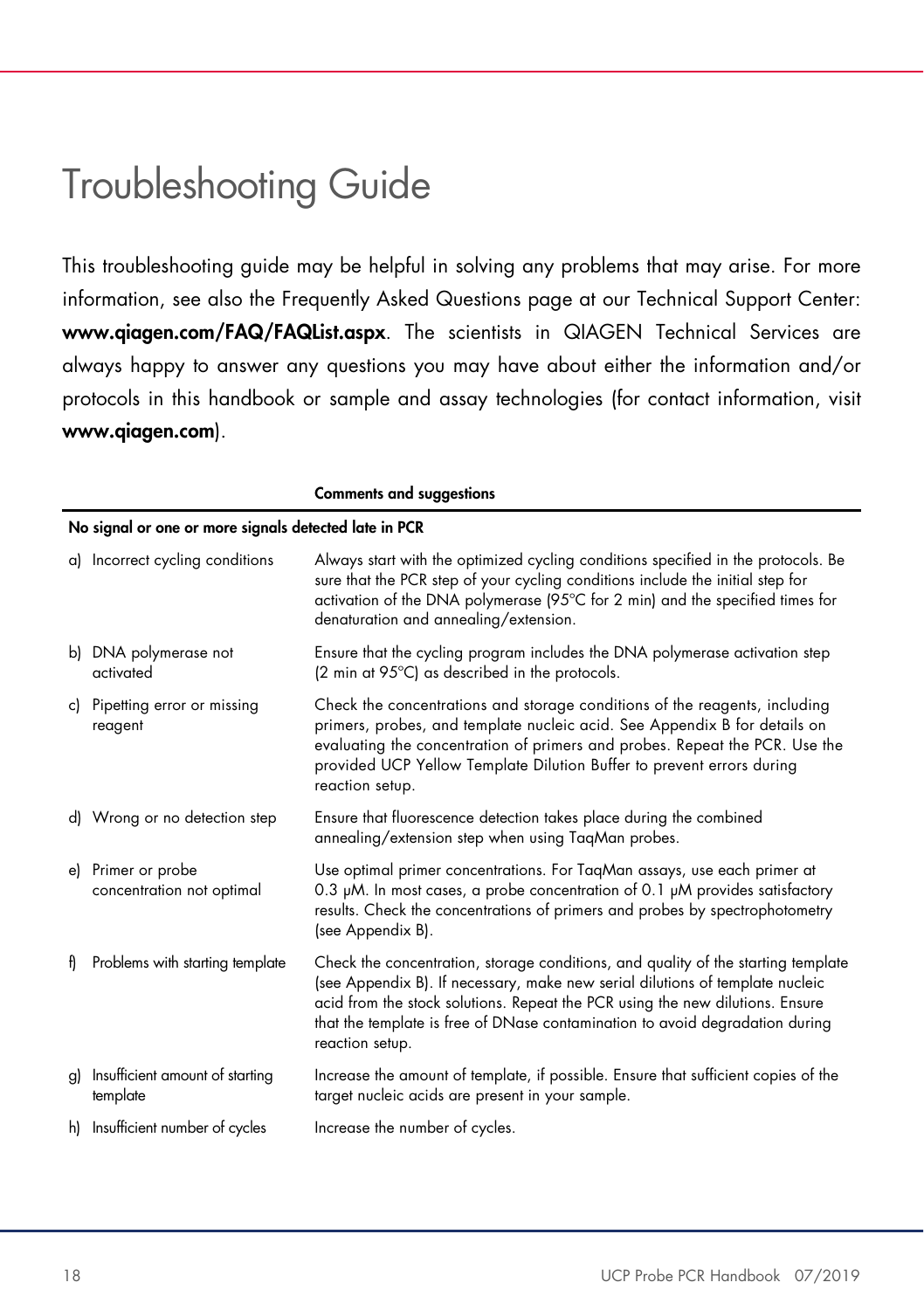# Troubleshooting Guide

This troubleshooting guide may be helpful in solving any problems that may arise. For more information, see also the Frequently Asked Questions page at our Technical Support Center: **www.qiagen.com/FAQ/FAQList.aspx**. The scientists in QIAGEN Technical Services are always happy to answer any questions you may have about either the information and/or protocols in this handbook or sample and assay technologies (for contact information, visit **www.qiagen.com**).

| | **Comments and suggestions** |
|---|---|
| **No signal or one or more signals detected late in PCR** | |
| a) Incorrect cycling conditions | Always start with the optimized cycling conditions specified in the protocols. Be sure that the PCR step of your cycling conditions include the initial step for activation of the DNA polymerase (95°C for 2 min) and the specified times for denaturation and annealing/extension. |
| b) DNA polymerase not activated | Ensure that the cycling program includes the DNA polymerase activation step (2 min at 95°C) as described in the protocols. |
| c) Pipetting error or missing reagent | Check the concentrations and storage conditions of the reagents, including primers, probes, and template nucleic acid. See Appendix B for details on evaluating the concentration of primers and probes. Repeat the PCR. Use the provided UCP Yellow Template Dilution Buffer to prevent errors during reaction setup. |
| d) Wrong or no detection step | Ensure that fluorescence detection takes place during the combined annealing/extension step when using TaqMan probes. |
| e) Primer or probe concentration not optimal | Use optimal primer concentrations. For TaqMan assays, use each primer at 0.3 µM. In most cases, a probe concentration of 0.1 µM provides satisfactory results. Check the concentrations of primers and probes by spectrophotometry (see Appendix B). |
| f) Problems with starting template | Check the concentration, storage conditions, and quality of the starting template (see Appendix B). If necessary, make new serial dilutions of template nucleic acid from the stock solutions. Repeat the PCR using the new dilutions. Ensure that the template is free of DNase contamination to avoid degradation during reaction setup. |
| g) Insufficient amount of starting template | Increase the amount of template, if possible. Ensure that sufficient copies of the target nucleic acids are present in your sample. |
| h) Insufficient number of cycles | Increase the number of cycles. |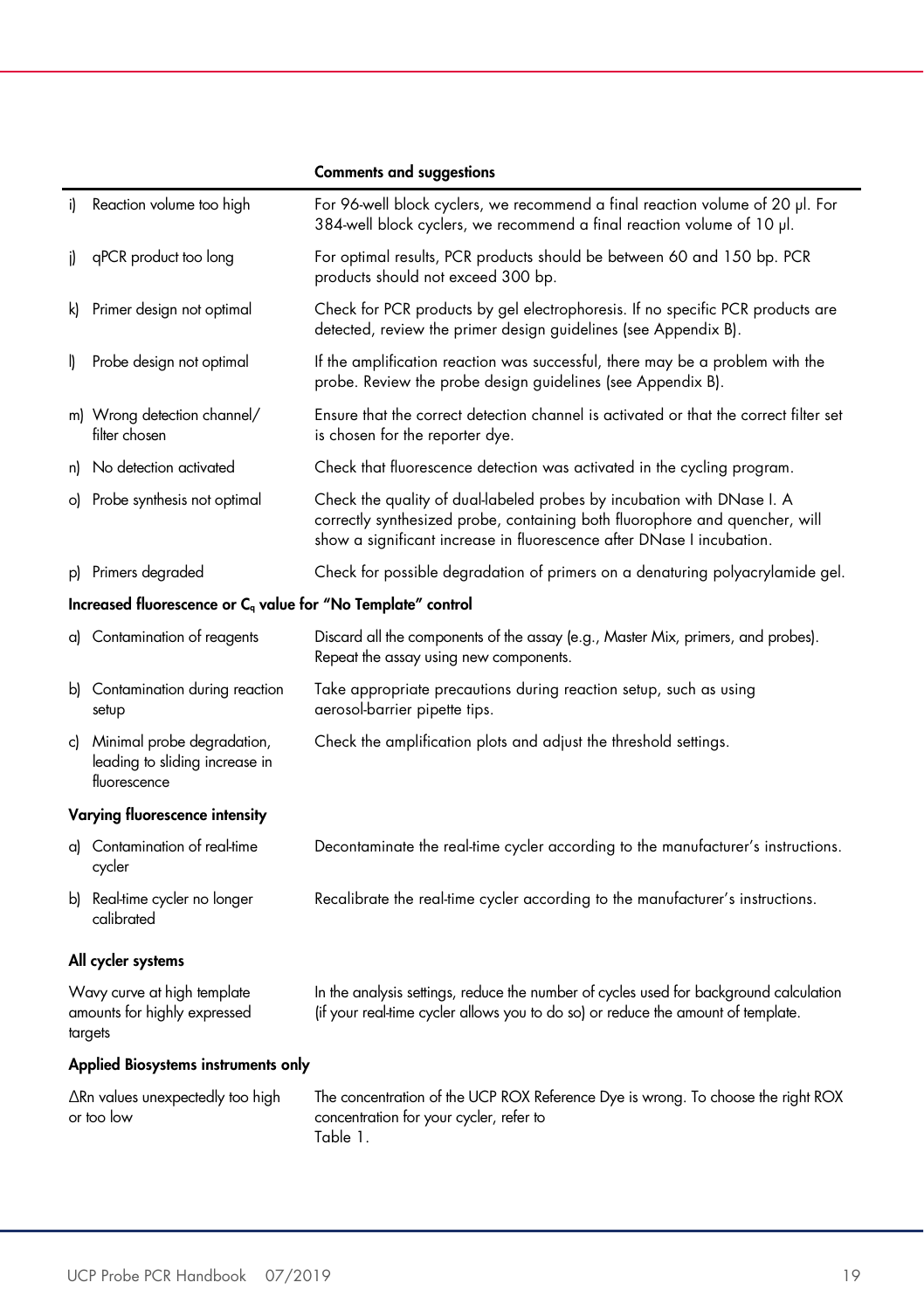| | Comments and suggestions |
|---|---|
| i) Reaction volume too high | For 96-well block cyclers, we recommend a final reaction volume of 20 µl. For 384-well block cyclers, we recommend a final reaction volume of 10 µl. |
| j) qPCR product too long | For optimal results, PCR products should be between 60 and 150 bp. PCR products should not exceed 300 bp. |
| k) Primer design not optimal | Check for PCR products by gel electrophoresis. If no specific PCR products are detected, review the primer design guidelines (see Appendix B). |
| l) Probe design not optimal | If the amplification reaction was successful, there may be a problem with the probe. Review the probe design guidelines (see Appendix B). |
| m) Wrong detection channel/ filter chosen | Ensure that the correct detection channel is activated or that the correct filter set is chosen for the reporter dye. |
| n) No detection activated | Check that fluorescence detection was activated in the cycling program. |
| o) Probe synthesis not optimal | Check the quality of dual-labeled probes by incubation with DNase I. A correctly synthesized probe, containing both fluorophore and quencher, will show a significant increase in fluorescence after DNase I incubation. |
| p) Primers degraded | Check for possible degradation of primers on a denaturing polyacrylamide gel. |
| **Increased fluorescence or $C_q$ value for "No Template" control** | |
| a) Contamination of reagents | Discard all the components of the assay (e.g., Master Mix, primers, and probes). Repeat the assay using new components. |
| b) Contamination during reaction setup | Take appropriate precautions during reaction setup, such as using aerosol-barrier pipette tips. |
| c) Minimal probe degradation, leading to sliding increase in fluorescence | Check the amplification plots and adjust the threshold settings. |
| **Varying fluorescence intensity** | |
| a) Contamination of real-time cycler | Decontaminate the real-time cycler according to the manufacturer's instructions. |
| b) Real-time cycler no longer calibrated | Recalibrate the real-time cycler according to the manufacturer's instructions. |
| **All cycler systems** | |
| Wavy curve at high template amounts for highly expressed targets | In the analysis settings, reduce the number of cycles used for background calculation (if your real-time cycler allows you to do so) or reduce the amount of template. |
| **Applied Biosystems instruments only** | |
| ΔRn values unexpectedly too high or too low | The concentration of the UCP ROX Reference Dye is wrong. To choose the right ROX concentration for your cycler, refer to Table 1. |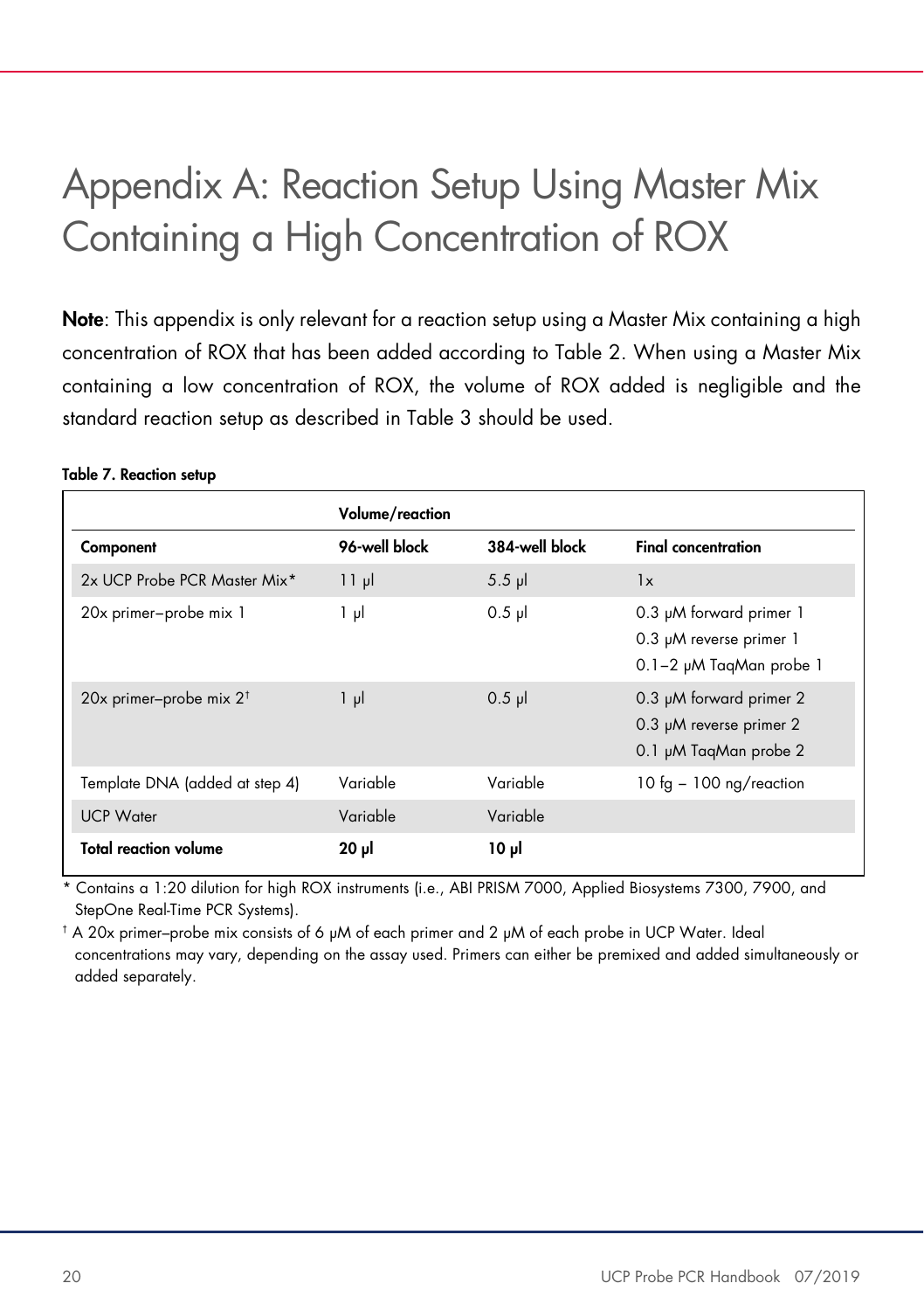# Appendix A: Reaction Setup Using Master Mix Containing a High Concentration of ROX

**Note**: This appendix is only relevant for a reaction setup using a Master Mix containing a high concentration of ROX that has been added according to Table 2. When using a Master Mix containing a low concentration of ROX, the volume of ROX added is negligible and the standard reaction setup as described in Table 3 should be used.

**Table 7. Reaction setup**

| | **Volume/reaction** | | |
|---|---|---|---|
| **Component** | **96-well block** | **384-well block** | **Final concentration** |
| 2x UCP Probe PCR Master Mix* | 11 µl | 5.5 µl | 1x |
| 20x primer–probe mix 1 | 1 µl | 0.5 µl | 0.3 µM forward primer 1<br>0.3 µM reverse primer 1<br>0.1–2 µM TaqMan probe 1 |
| 20x primer–probe mix 2† | 1 µl | 0.5 µl | 0.3 µM forward primer 2<br>0.3 µM reverse primer 2<br>0.1 µM TaqMan probe 2 |
| Template DNA (added at step 4) | Variable | Variable | 10 fg – 100 ng/reaction |
| UCP Water | Variable | Variable | |
| **Total reaction volume** | **20 µl** | **10 µl** | |

\* Contains a 1:20 dilution for high ROX instruments (i.e., ABI PRISM 7000, Applied Biosystems 7300, 7900, and StepOne Real-Time PCR Systems).

† A 20x primer–probe mix consists of 6 µM of each primer and 2 µM of each probe in UCP Water. Ideal concentrations may vary, depending on the assay used. Primers can either be premixed and added simultaneously or added separately.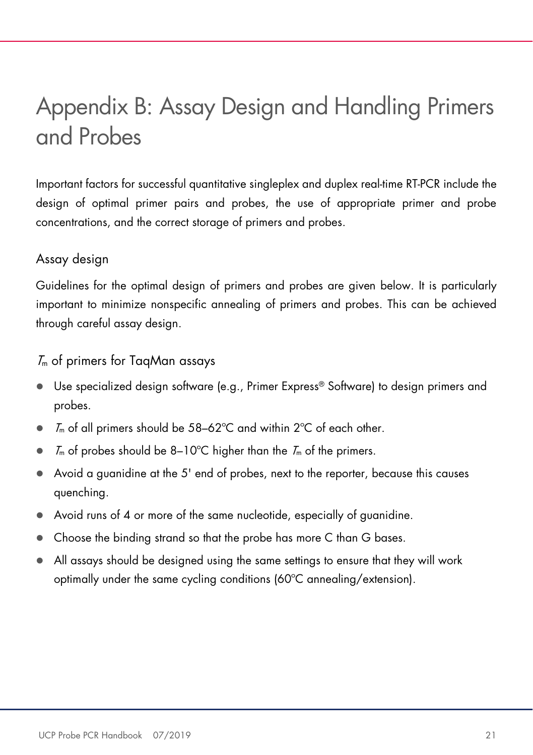# Appendix B: Assay Design and Handling Primers and Probes

Important factors for successful quantitative singleplex and duplex real-time RT-PCR include the design of optimal primer pairs and probes, the use of appropriate primer and probe concentrations, and the correct storage of primers and probes.

## Assay design

Guidelines for the optimal design of primers and probes are given below. It is particularly important to minimize nonspecific annealing of primers and probes. This can be achieved through careful assay design.

### $T_m$ of primers for TaqMan assays

- Use specialized design software (e.g., Primer Express® Software) to design primers and probes.
- $T_m$ of all primers should be 58–62°C and within 2°C of each other.
- $T_m$ of probes should be 8–10°C higher than the $T_m$ of the primers.
- Avoid a guanidine at the 5' end of probes, next to the reporter, because this causes quenching.
- Avoid runs of 4 or more of the same nucleotide, especially of guanidine.
- Choose the binding strand so that the probe has more C than G bases.
- All assays should be designed using the same settings to ensure that they will work optimally under the same cycling conditions (60°C annealing/extension).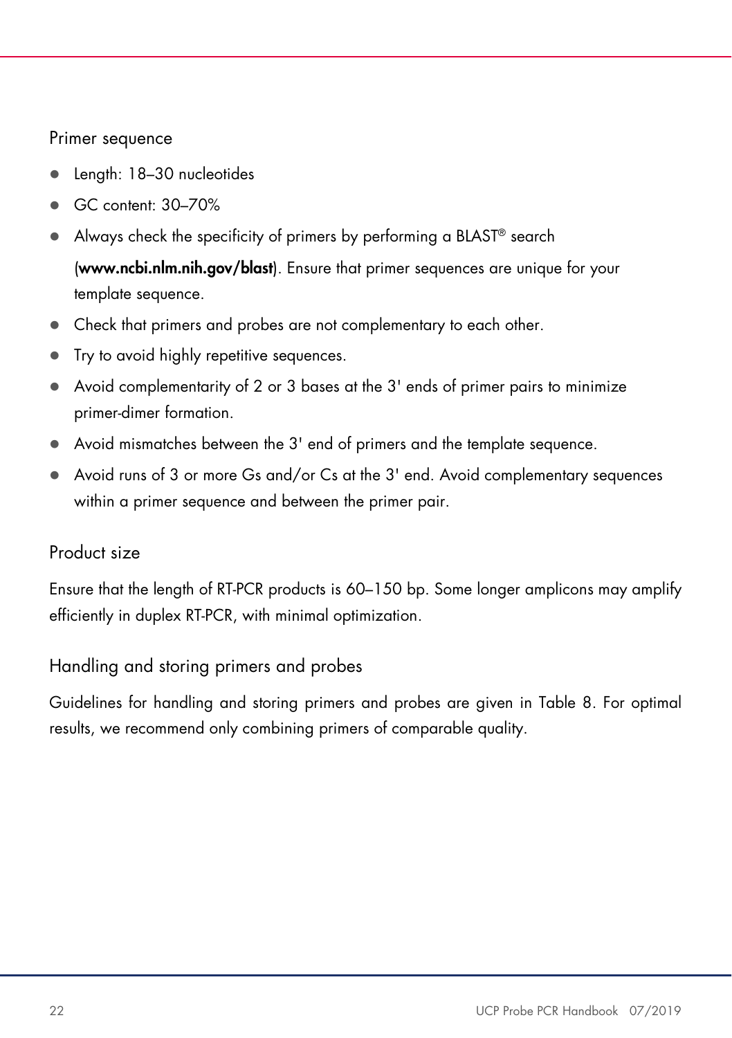### Primer sequence

- Length: 18–30 nucleotides
- GC content: 30–70%
- Always check the specificity of primers by performing a BLAST® search (**www.ncbi.nlm.nih.gov/blast**). Ensure that primer sequences are unique for your template sequence.
- Check that primers and probes are not complementary to each other.
- Try to avoid highly repetitive sequences.
- Avoid complementarity of 2 or 3 bases at the 3' ends of primer pairs to minimize primer-dimer formation.
- Avoid mismatches between the 3' end of primers and the template sequence.
- Avoid runs of 3 or more Gs and/or Cs at the 3' end. Avoid complementary sequences within a primer sequence and between the primer pair.

### Product size

Ensure that the length of RT-PCR products is 60–150 bp. Some longer amplicons may amplify efficiently in duplex RT-PCR, with minimal optimization.

### Handling and storing primers and probes

Guidelines for handling and storing primers and probes are given in Table 8. For optimal results, we recommend only combining primers of comparable quality.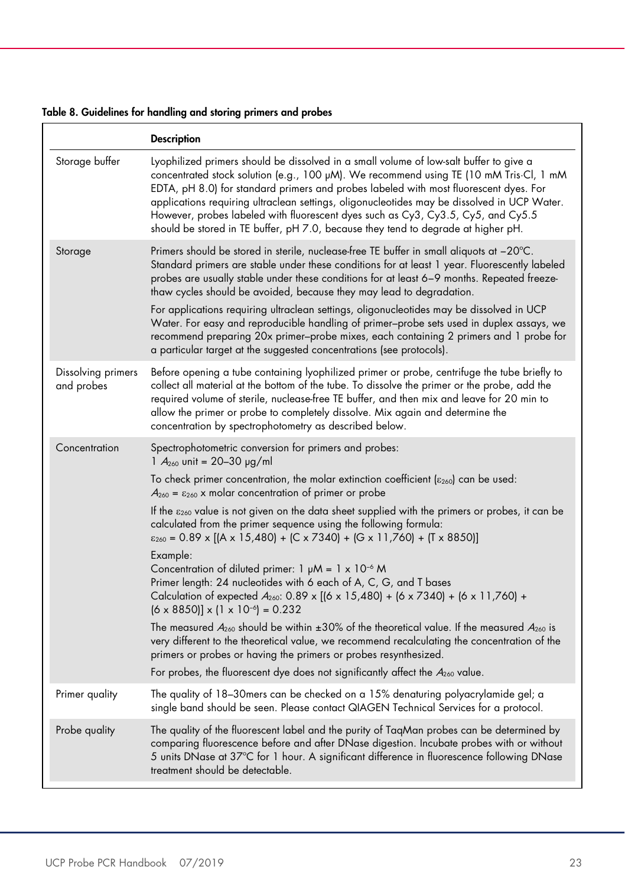**Table 8. Guidelines for handling and storing primers and probes**

| | Description |
|---|---|
| Storage buffer | Lyophilized primers should be dissolved in a small volume of low-salt buffer to give a concentrated stock solution (e.g., 100 µM). We recommend using TE (10 mM Tris·Cl, 1 mM EDTA, pH 8.0) for standard primers and probes labeled with most fluorescent dyes. For applications requiring ultraclean settings, oligonucleotides may be dissolved in UCP Water. However, probes labeled with fluorescent dyes such as Cy3, Cy3.5, Cy5, and Cy5.5 should be stored in TE buffer, pH 7.0, because they tend to degrade at higher pH. |
| Storage | Primers should be stored in sterile, nuclease-free TE buffer in small aliquots at –20°C. Standard primers are stable under these conditions for at least 1 year. Fluorescently labeled probes are usually stable under these conditions for at least 6–9 months. Repeated freeze-thaw cycles should be avoided, because they may lead to degradation.<br><br>For applications requiring ultraclean settings, oligonucleotides may be dissolved in UCP Water. For easy and reproducible handling of primer–probe sets used in duplex assays, we recommend preparing 20x primer–probe mixes, each containing 2 primers and 1 probe for a particular target at the suggested concentrations (see protocols). |
| Dissolving primers and probes | Before opening a tube containing lyophilized primer or probe, centrifuge the tube briefly to collect all material at the bottom of the tube. To dissolve the primer or the probe, add the required volume of sterile, nuclease-free TE buffer, and then mix and leave for 20 min to allow the primer or probe to completely dissolve. Mix again and determine the concentration by spectrophotometry as described below. |
| Concentration | Spectrophotometric conversion for primers and probes:<br>1 $A_{260}$ unit = 20–30 µg/ml<br><br>To check primer concentration, the molar extinction coefficient ($\varepsilon_{260}$) can be used:<br>$A_{260} = \varepsilon_{260} \times$ molar concentration of primer or probe<br><br>If the $\varepsilon_{260}$ value is not given on the data sheet supplied with the primers or probes, it can be calculated from the primer sequence using the following formula:<br>$\varepsilon_{260} = 0.89 \times [(A \times 15{,}480) + (C \times 7340) + (G \times 11{,}760) + (T \times 8850)]$<br><br>Example:<br>Concentration of diluted primer: 1 µM = $1 \times 10^{-6}$ M<br>Primer length: 24 nucleotides with 6 each of A, C, G, and T bases<br>Calculation of expected $A_{260}$: $0.89 \times [(6 \times 15{,}480) + (6 \times 7340) + (6 \times 11{,}760) + (6 \times 8850)] \times (1 \times 10^{-6}) = 0.232$<br><br>The measured $A_{260}$ should be within ±30% of the theoretical value. If the measured $A_{260}$ is very different to the theoretical value, we recommend recalculating the concentration of the primers or probes or having the primers or probes resynthesized.<br><br>For probes, the fluorescent dye does not significantly affect the $A_{260}$ value. |
| Primer quality | The quality of 18–30mers can be checked on a 15% denaturing polyacrylamide gel; a single band should be seen. Please contact QIAGEN Technical Services for a protocol. |
| Probe quality | The quality of the fluorescent label and the purity of TaqMan probes can be determined by comparing fluorescence before and after DNase digestion. Incubate probes with or without 5 units DNase at 37°C for 1 hour. A significant difference in fluorescence following DNase treatment should be detectable. |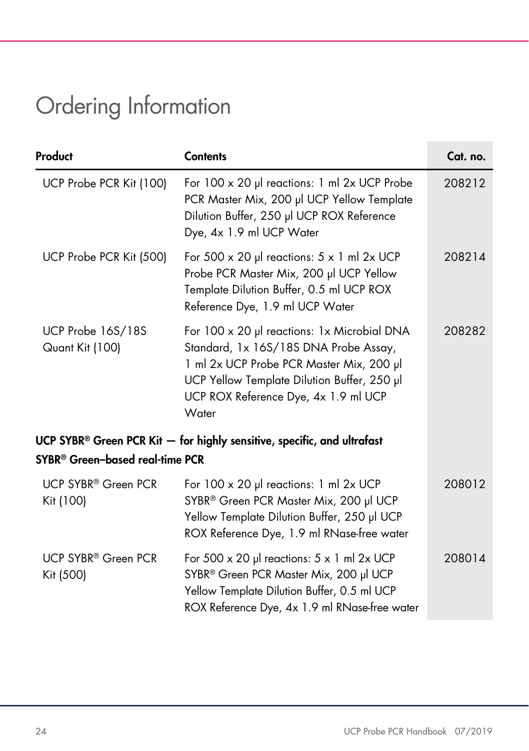# Ordering Information

| Product | Contents | Cat. no. |
|---|---|---|
| UCP Probe PCR Kit (100) | For 100 x 20 µl reactions: 1 ml 2x UCP Probe PCR Master Mix, 200 µl UCP Yellow Template Dilution Buffer, 250 µl UCP ROX Reference Dye, 4x 1.9 ml UCP Water | 208212 |
| UCP Probe PCR Kit (500) | For 500 x 20 µl reactions: 5 x 1 ml 2x UCP Probe PCR Master Mix, 200 µl UCP Yellow Template Dilution Buffer, 0.5 ml UCP ROX Reference Dye, 1.9 ml UCP Water | 208214 |
| UCP Probe 16S/18S Quant Kit (100) | For 100 x 20 µl reactions: 1x Microbial DNA Standard, 1x 16S/18S DNA Probe Assay, 1 ml 2x UCP Probe PCR Master Mix, 200 µl UCP Yellow Template Dilution Buffer, 250 µl UCP ROX Reference Dye, 4x 1.9 ml UCP Water | 208282 |
| **UCP SYBR® Green PCR Kit — for highly sensitive, specific, and ultrafast SYBR® Green–based real-time PCR** | | |
| UCP SYBR® Green PCR Kit (100) | For 100 x 20 µl reactions: 1 ml 2x UCP SYBR® Green PCR Master Mix, 200 µl UCP Yellow Template Dilution Buffer, 250 µl UCP ROX Reference Dye, 1.9 ml RNase-free water | 208012 |
| UCP SYBR® Green PCR Kit (500) | For 500 x 20 µl reactions: 5 x 1 ml 2x UCP SYBR® Green PCR Master Mix, 200 µl UCP Yellow Template Dilution Buffer, 0.5 ml UCP ROX Reference Dye, 4x 1.9 ml RNase-free water | 208014 |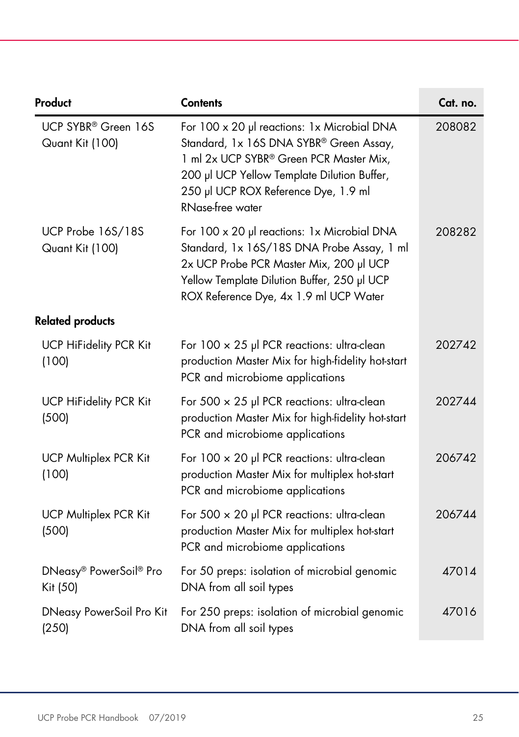| Product | Contents | Cat. no. |
| --- | --- | --- |
| UCP SYBR® Green 16S Quant Kit (100) | For 100 x 20 µl reactions: 1x Microbial DNA Standard, 1x 16S DNA SYBR® Green Assay, 1 ml 2x UCP SYBR® Green PCR Master Mix, 200 µl UCP Yellow Template Dilution Buffer, 250 µl UCP ROX Reference Dye, 1.9 ml RNase-free water | 208082 |
| UCP Probe 16S/18S Quant Kit (100) | For 100 x 20 µl reactions: 1x Microbial DNA Standard, 1x 16S/18S DNA Probe Assay, 1 ml 2x UCP Probe PCR Master Mix, 200 µl UCP Yellow Template Dilution Buffer, 250 µl UCP ROX Reference Dye, 4x 1.9 ml UCP Water | 208282 |
| **Related products** | | |
| UCP HiFidelity PCR Kit (100) | For 100 × 25 µl PCR reactions: ultra-clean production Master Mix for high-fidelity hot-start PCR and microbiome applications | 202742 |
| UCP HiFidelity PCR Kit (500) | For 500 × 25 µl PCR reactions: ultra-clean production Master Mix for high-fidelity hot-start PCR and microbiome applications | 202744 |
| UCP Multiplex PCR Kit (100) | For 100 × 20 µl PCR reactions: ultra-clean production Master Mix for multiplex hot-start PCR and microbiome applications | 206742 |
| UCP Multiplex PCR Kit (500) | For 500 × 20 µl PCR reactions: ultra-clean production Master Mix for multiplex hot-start PCR and microbiome applications | 206744 |
| DNeasy® PowerSoil® Pro Kit (50) | For 50 preps: isolation of microbial genomic DNA from all soil types | 47014 |
| DNeasy PowerSoil Pro Kit (250) | For 250 preps: isolation of microbial genomic DNA from all soil types | 47016 |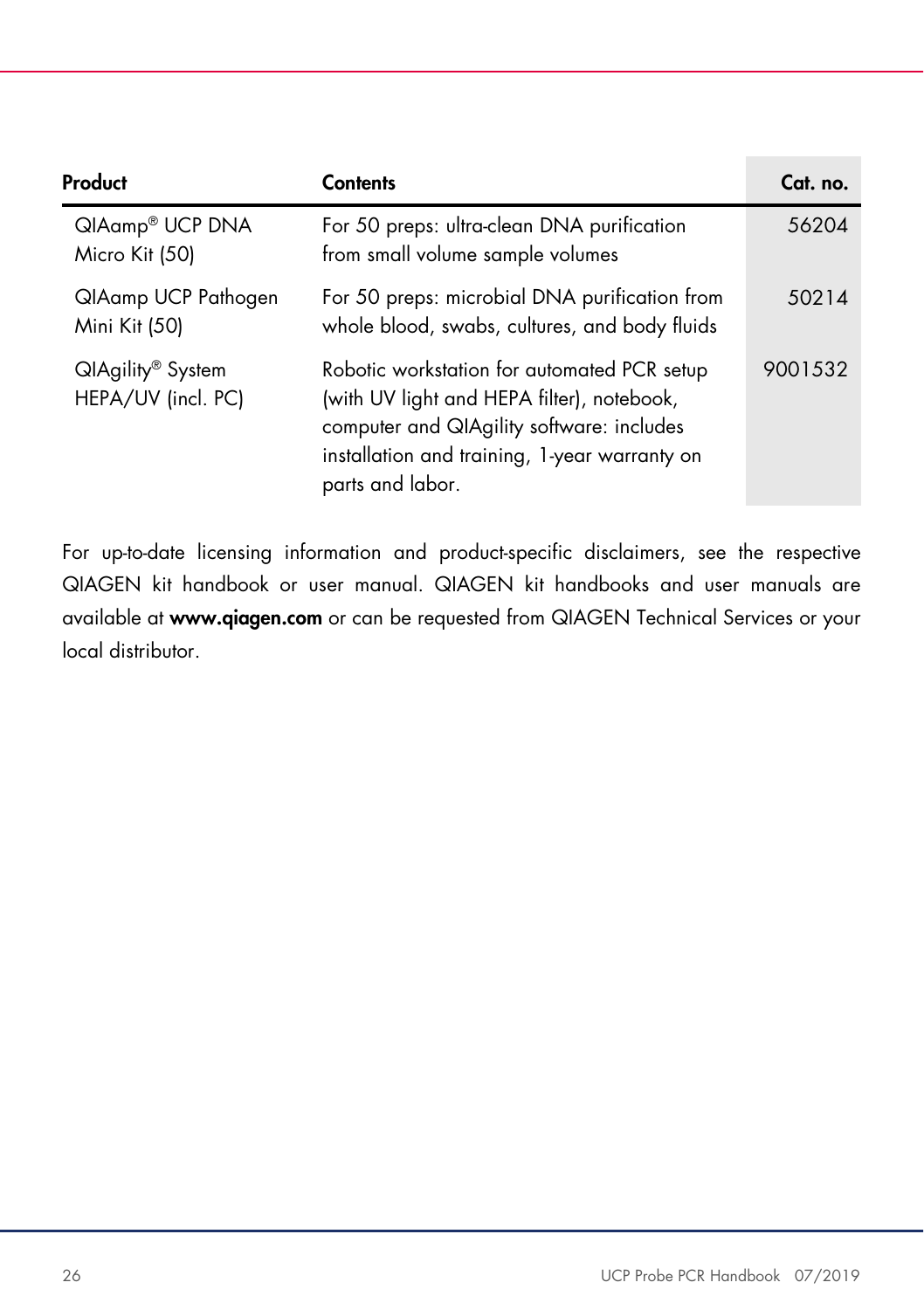| Product | Contents | Cat. no. |
|---|---|---|
| QIAamp® UCP DNA Micro Kit (50) | For 50 preps: ultra-clean DNA purification from small volume sample volumes | 56204 |
| QIAamp UCP Pathogen Mini Kit (50) | For 50 preps: microbial DNA purification from whole blood, swabs, cultures, and body fluids | 50214 |
| QIAgility® System HEPA/UV (incl. PC) | Robotic workstation for automated PCR setup (with UV light and HEPA filter), notebook, computer and QIAgility software: includes installation and training, 1-year warranty on parts and labor. | 9001532 |

For up-to-date licensing information and product-specific disclaimers, see the respective QIAGEN kit handbook or user manual. QIAGEN kit handbooks and user manuals are available at **www.qiagen.com** or can be requested from QIAGEN Technical Services or your local distributor.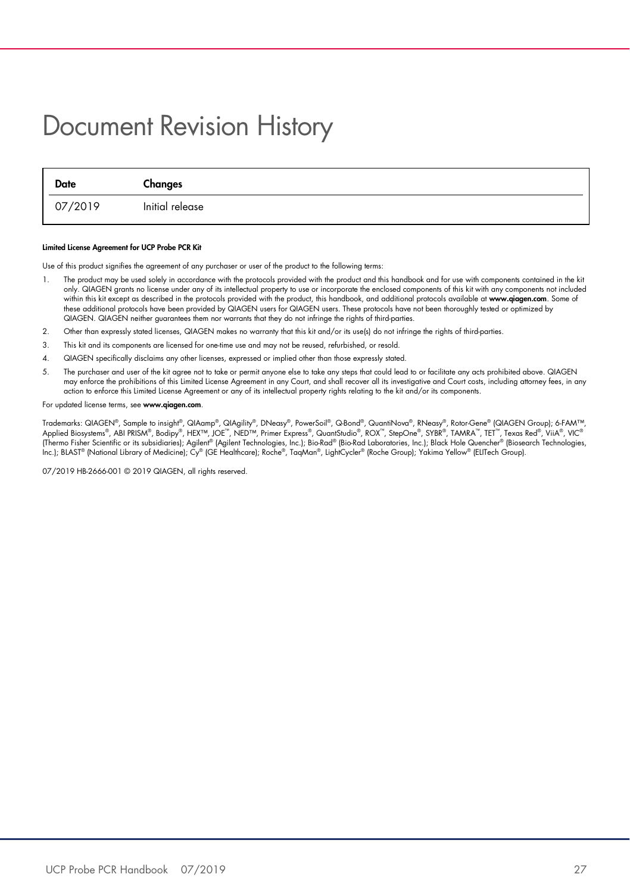# Document Revision History

| Date | Changes |
| --- | --- |
| 07/2019 | Initial release |

**Limited License Agreement for UCP Probe PCR Kit**

Use of this product signifies the agreement of any purchaser or user of the product to the following terms:

1. The product may be used solely in accordance with the protocols provided with the product and this handbook and for use with components contained in the kit only. QIAGEN grants no license under any of its intellectual property to use or incorporate the enclosed components of this kit with any components not included within this kit except as described in the protocols provided with the product, this handbook, and additional protocols available at **www.qiagen.com**. Some of these additional protocols have been provided by QIAGEN users for QIAGEN users. These protocols have not been thoroughly tested or optimized by QIAGEN. QIAGEN neither guarantees them nor warrants that they do not infringe the rights of third-parties.
2. Other than expressly stated licenses, QIAGEN makes no warranty that this kit and/or its use(s) do not infringe the rights of third-parties.
3. This kit and its components are licensed for one-time use and may not be reused, refurbished, or resold.
4. QIAGEN specifically disclaims any other licenses, expressed or implied other than those expressly stated.
5. The purchaser and user of the kit agree not to take or permit anyone else to take any steps that could lead to or facilitate any acts prohibited above. QIAGEN may enforce the prohibitions of this Limited License Agreement in any Court, and shall recover all its investigative and Court costs, including attorney fees, in any action to enforce this Limited License Agreement or any of its intellectual property rights relating to the kit and/or its components.

For updated license terms, see **www.qiagen.com**.

Trademarks: QIAGEN®, Sample to insight®, QIAamp®, QIAgility®, DNeasy®, PowerSoil®, Q-Bond®, QuantiNova®, RNeasy®, Rotor-Gene® (QIAGEN Group); 6-FAM™, Applied Biosystems®, ABI PRISM®, Bodipy®, HEX™, JOE™, NED™, Primer Express®, QuantStudio®, ROX™, StepOne®, SYBR®, TAMRA™, TET™, Texas Red®, ViiA®, VIC® (Thermo Fisher Scientific or its subsidiaries); Agilent® (Agilent Technologies, Inc.); Bio-Rad® (Bio-Rad Laboratories, Inc.); Black Hole Quencher® (Biosearch Technologies, Inc.); BLAST® (National Library of Medicine); Cy® (GE Healthcare); Roche®, TaqMan®, LightCycler® (Roche Group); Yakima Yellow® (ELITech Group).

07/2019 HB-2666-001 © 2019 QIAGEN, all rights reserved.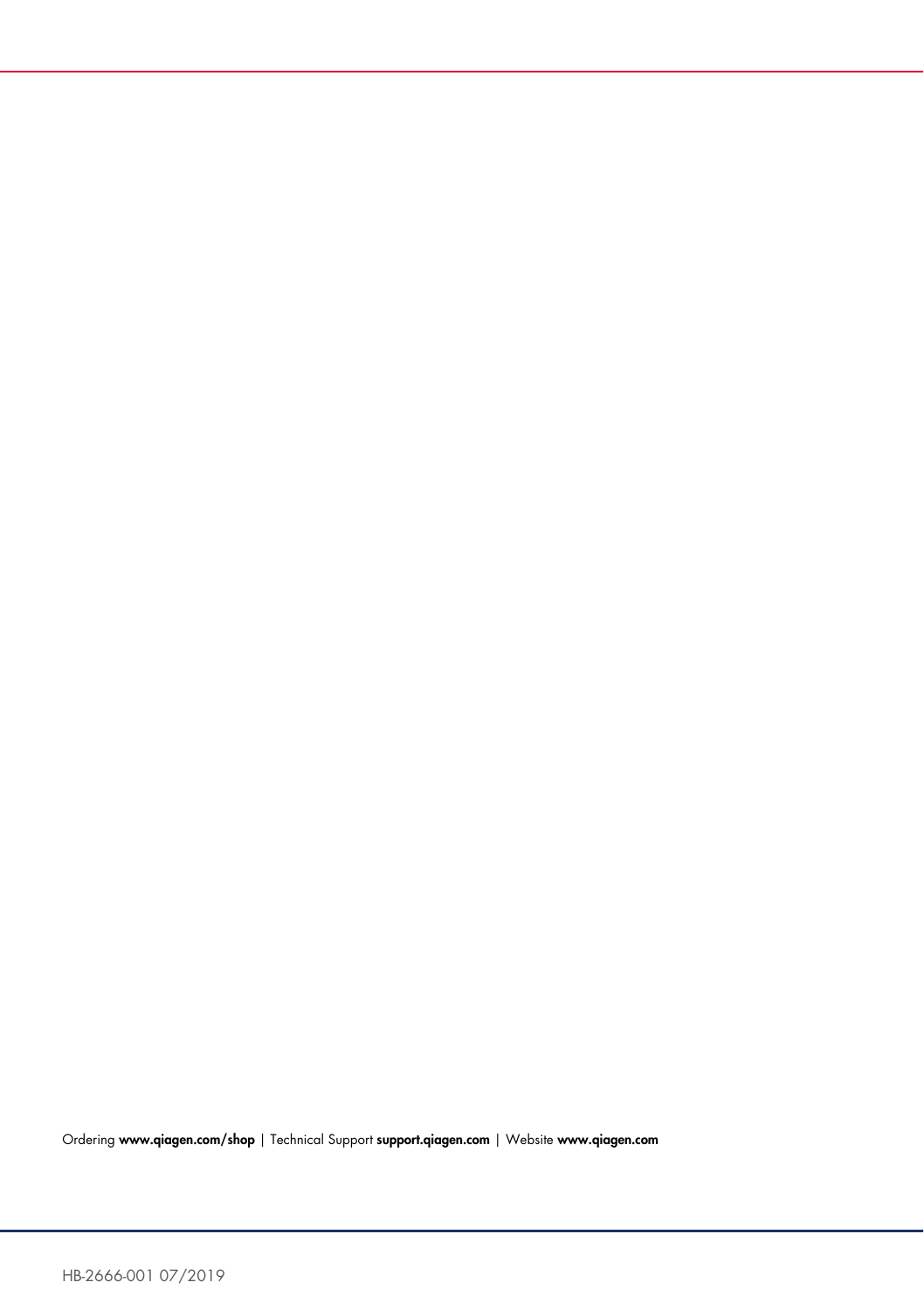Ordering **www.qiagen.com/shop** | Technical Support **support.qiagen.com** | Website **www.qiagen.com**

HB-2666-001 07/2019